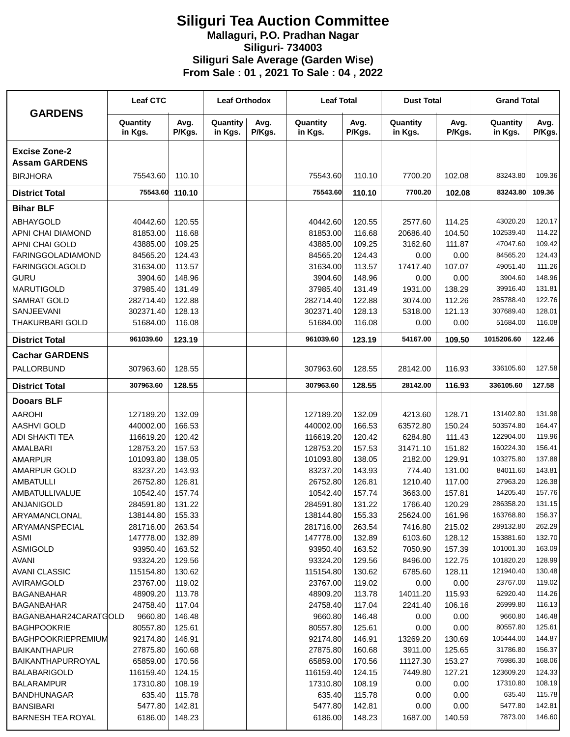# Siliguri Tea Auction Committee

**Mallaguri, P.O. Pradhan Nagar**
**Siliguri- 734003**
**Siliguri Sale Average (Garden Wise)**
**From Sale : 01 , 2021 To Sale : 04 , 2022**

| GARDENS | Leaf CTC | | Leaf Orthodox | | Leaf Total | | Dust Total | | Grand Total | |
|---|---|---|---|---|---|---|---|---|---|---|
| | Quantity in Kgs. | Avg. P/Kgs. | Quantity in Kgs. | Avg. P/Kgs. | Quantity in Kgs. | Avg. P/Kgs. | Quantity in Kgs. | Avg. P/Kgs. | Quantity in Kgs. | Avg. P/Kgs. |
| **Excise Zone-2 Assam GARDENS** | | | | | | | | | | |
| BIRJHORA | 75543.60 | 110.10 | | | 75543.60 | 110.10 | 7700.20 | 102.08 | 83243.80 | 109.36 |
| **District Total** | **75543.60** | **110.10** | | | **75543.60** | **110.10** | **7700.20** | **102.08** | **83243.80** | **109.36** |
| **Bihar BLF** | | | | | | | | | | |
| ABHAYGOLD | 40442.60 | 120.55 | | | 40442.60 | 120.55 | 2577.60 | 114.25 | 43020.20 | 120.17 |
| APNI CHAI DIAMOND | 81853.00 | 116.68 | | | 81853.00 | 116.68 | 20686.40 | 104.50 | 102539.40 | 114.22 |
| APNI CHAI GOLD | 43885.00 | 109.25 | | | 43885.00 | 109.25 | 3162.60 | 111.87 | 47047.60 | 109.42 |
| FARINGGOLADIAMOND | 84565.20 | 124.43 | | | 84565.20 | 124.43 | 0.00 | 0.00 | 84565.20 | 124.43 |
| FARINGGOLAGOLD | 31634.00 | 113.57 | | | 31634.00 | 113.57 | 17417.40 | 107.07 | 49051.40 | 111.26 |
| GURU | 3904.60 | 148.96 | | | 3904.60 | 148.96 | 0.00 | 0.00 | 3904.60 | 148.96 |
| MARUTIGOLD | 37985.40 | 131.49 | | | 37985.40 | 131.49 | 1931.00 | 138.29 | 39916.40 | 131.81 |
| SAMRAT GOLD | 282714.40 | 122.88 | | | 282714.40 | 122.88 | 3074.00 | 112.26 | 285788.40 | 122.76 |
| SANJEEVANI | 302371.40 | 128.13 | | | 302371.40 | 128.13 | 5318.00 | 121.13 | 307689.40 | 128.01 |
| THAKURBARI GOLD | 51684.00 | 116.08 | | | 51684.00 | 116.08 | 0.00 | 0.00 | 51684.00 | 116.08 |
| **District Total** | **961039.60** | **123.19** | | | **961039.60** | **123.19** | **54167.00** | **109.50** | **1015206.60** | **122.46** |
| **Cachar GARDENS** | | | | | | | | | | |
| PALLORBUND | 307963.60 | 128.55 | | | 307963.60 | 128.55 | 28142.00 | 116.93 | 336105.60 | 127.58 |
| **District Total** | **307963.60** | **128.55** | | | **307963.60** | **128.55** | **28142.00** | **116.93** | **336105.60** | **127.58** |
| **Dooars BLF** | | | | | | | | | | |
| AAROHI | 127189.20 | 132.09 | | | 127189.20 | 132.09 | 4213.60 | 128.71 | 131402.80 | 131.98 |
| AASHVI GOLD | 440002.00 | 166.53 | | | 440002.00 | 166.53 | 63572.80 | 150.24 | 503574.80 | 164.47 |
| ADI SHAKTI TEA | 116619.20 | 120.42 | | | 116619.20 | 120.42 | 6284.80 | 111.43 | 122904.00 | 119.96 |
| AMALBARI | 128753.20 | 157.53 | | | 128753.20 | 157.53 | 31471.10 | 151.82 | 160224.30 | 156.41 |
| AMARPUR | 101093.80 | 138.05 | | | 101093.80 | 138.05 | 2182.00 | 129.91 | 103275.80 | 137.88 |
| AMARPUR GOLD | 83237.20 | 143.93 | | | 83237.20 | 143.93 | 774.40 | 131.00 | 84011.60 | 143.81 |
| AMBATULLI | 26752.80 | 126.81 | | | 26752.80 | 126.81 | 1210.40 | 117.00 | 27963.20 | 126.38 |
| AMBATULLIVALUE | 10542.40 | 157.74 | | | 10542.40 | 157.74 | 3663.00 | 157.81 | 14205.40 | 157.76 |
| ANJANIGOLD | 284591.80 | 131.22 | | | 284591.80 | 131.22 | 1766.40 | 120.29 | 286358.20 | 131.15 |
| ARYAMANCLONAL | 138144.80 | 155.33 | | | 138144.80 | 155.33 | 25624.00 | 161.96 | 163768.80 | 156.37 |
| ARYAMANSPECIAL | 281716.00 | 263.54 | | | 281716.00 | 263.54 | 7416.80 | 215.02 | 289132.80 | 262.29 |
| ASMI | 147778.00 | 132.89 | | | 147778.00 | 132.89 | 6103.60 | 128.12 | 153881.60 | 132.70 |
| ASMIGOLD | 93950.40 | 163.52 | | | 93950.40 | 163.52 | 7050.90 | 157.39 | 101001.30 | 163.09 |
| AVANI | 93324.20 | 129.56 | | | 93324.20 | 129.56 | 8496.00 | 122.75 | 101820.20 | 128.99 |
| AVANI CLASSIC | 115154.80 | 130.62 | | | 115154.80 | 130.62 | 6785.60 | 128.11 | 121940.40 | 130.48 |
| AVIRAMGOLD | 23767.00 | 119.02 | | | 23767.00 | 119.02 | 0.00 | 0.00 | 23767.00 | 119.02 |
| BAGANBAHAR | 48909.20 | 113.78 | | | 48909.20 | 113.78 | 14011.20 | 115.93 | 62920.40 | 114.26 |
| BAGANBAHAR | 24758.40 | 117.04 | | | 24758.40 | 117.04 | 2241.40 | 106.16 | 26999.80 | 116.13 |
| BAGANBAHAR24CARATGOLD | 9660.80 | 146.48 | | | 9660.80 | 146.48 | 0.00 | 0.00 | 9660.80 | 146.48 |
| BAGHPOOKRIE | 80557.80 | 125.61 | | | 80557.80 | 125.61 | 0.00 | 0.00 | 80557.80 | 125.61 |
| BAGHPOOKRIEPREMIUM | 92174.80 | 146.91 | | | 92174.80 | 146.91 | 13269.20 | 130.69 | 105444.00 | 144.87 |
| BAIKANTHAPUR | 27875.80 | 160.68 | | | 27875.80 | 160.68 | 3911.00 | 125.65 | 31786.80 | 156.37 |
| BAIKANTHAPURROYAL | 65859.00 | 170.56 | | | 65859.00 | 170.56 | 11127.30 | 153.27 | 76986.30 | 168.06 |
| BALABARIGOLD | 116159.40 | 124.15 | | | 116159.40 | 124.15 | 7449.80 | 127.21 | 123609.20 | 124.33 |
| BALARAMPUR | 17310.80 | 108.19 | | | 17310.80 | 108.19 | 0.00 | 0.00 | 17310.80 | 108.19 |
| BANDHUNAGAR | 635.40 | 115.78 | | | 635.40 | 115.78 | 0.00 | 0.00 | 635.40 | 115.78 |
| BANSIBARI | 5477.80 | 142.81 | | | 5477.80 | 142.81 | 0.00 | 0.00 | 5477.80 | 142.81 |
| BARNESH TEA ROYAL | 6186.00 | 148.23 | | | 6186.00 | 148.23 | 1687.00 | 140.59 | 7873.00 | 146.60 |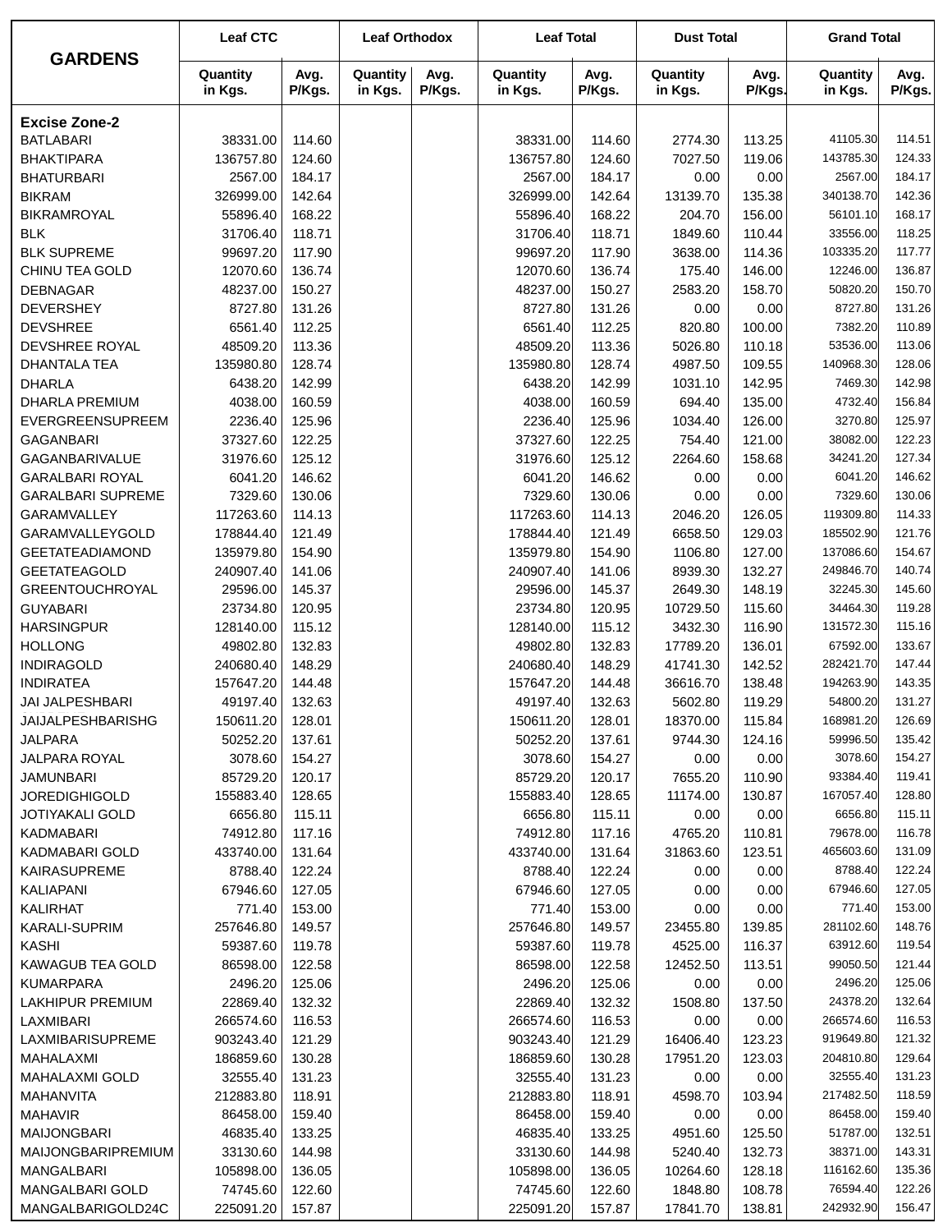| GARDENS | Leaf CTC | | Leaf Orthodox | | Leaf Total | | Dust Total | | Grand Total | |
|---|---|---|---|---|---|---|---|---|---|---|
| | Quantity in Kgs. | Avg. P/Kgs. | Quantity in Kgs. | Avg. P/Kgs. | Quantity in Kgs. | Avg. P/Kgs. | Quantity in Kgs. | Avg. P/Kgs. | Quantity in Kgs. | Avg. P/Kgs. |
| **Excise Zone-2** | | | | | | | | | | |
| BATLABARI | 38331.00 | 114.60 | | | 38331.00 | 114.60 | 2774.30 | 113.25 | 41105.30 | 114.51 |
| BHAKTIPARA | 136757.80 | 124.60 | | | 136757.80 | 124.60 | 7027.50 | 119.06 | 143785.30 | 124.33 |
| BHATURBARI | 2567.00 | 184.17 | | | 2567.00 | 184.17 | 0.00 | 0.00 | 2567.00 | 184.17 |
| BIKRAM | 326999.00 | 142.64 | | | 326999.00 | 142.64 | 13139.70 | 135.38 | 340138.70 | 142.36 |
| BIKRAMROYAL | 55896.40 | 168.22 | | | 55896.40 | 168.22 | 204.70 | 156.00 | 56101.10 | 168.17 |
| BLK | 31706.40 | 118.71 | | | 31706.40 | 118.71 | 1849.60 | 110.44 | 33556.00 | 118.25 |
| BLK SUPREME | 99697.20 | 117.90 | | | 99697.20 | 117.90 | 3638.00 | 114.36 | 103335.20 | 117.77 |
| CHINU TEA GOLD | 12070.60 | 136.74 | | | 12070.60 | 136.74 | 175.40 | 146.00 | 12246.00 | 136.87 |
| DEBNAGAR | 48237.00 | 150.27 | | | 48237.00 | 150.27 | 2583.20 | 158.70 | 50820.20 | 150.70 |
| DEVERSHEY | 8727.80 | 131.26 | | | 8727.80 | 131.26 | 0.00 | 0.00 | 8727.80 | 131.26 |
| DEVSHREE | 6561.40 | 112.25 | | | 6561.40 | 112.25 | 820.80 | 100.00 | 7382.20 | 110.89 |
| DEVSHREE ROYAL | 48509.20 | 113.36 | | | 48509.20 | 113.36 | 5026.80 | 110.18 | 53536.00 | 113.06 |
| DHANTALA TEA | 135980.80 | 128.74 | | | 135980.80 | 128.74 | 4987.50 | 109.55 | 140968.30 | 128.06 |
| DHARLA | 6438.20 | 142.99 | | | 6438.20 | 142.99 | 1031.10 | 142.95 | 7469.30 | 142.98 |
| DHARLA PREMIUM | 4038.00 | 160.59 | | | 4038.00 | 160.59 | 694.40 | 135.00 | 4732.40 | 156.84 |
| EVERGREENSUPREEM | 2236.40 | 125.96 | | | 2236.40 | 125.96 | 1034.40 | 126.00 | 3270.80 | 125.97 |
| GAGANBARI | 37327.60 | 122.25 | | | 37327.60 | 122.25 | 754.40 | 121.00 | 38082.00 | 122.23 |
| GAGANBARIVALUE | 31976.60 | 125.12 | | | 31976.60 | 125.12 | 2264.60 | 158.68 | 34241.20 | 127.34 |
| GARALBARI ROYAL | 6041.20 | 146.62 | | | 6041.20 | 146.62 | 0.00 | 0.00 | 6041.20 | 146.62 |
| GARALBARI SUPREME | 7329.60 | 130.06 | | | 7329.60 | 130.06 | 0.00 | 0.00 | 7329.60 | 130.06 |
| GARAMVALLEY | 117263.60 | 114.13 | | | 117263.60 | 114.13 | 2046.20 | 126.05 | 119309.80 | 114.33 |
| GARAMVALLEYGOLD | 178844.40 | 121.49 | | | 178844.40 | 121.49 | 6658.50 | 129.03 | 185502.90 | 121.76 |
| GEETATEADIAMOND | 135979.80 | 154.90 | | | 135979.80 | 154.90 | 1106.80 | 127.00 | 137086.60 | 154.67 |
| GEETATEAGOLD | 240907.40 | 141.06 | | | 240907.40 | 141.06 | 8939.30 | 132.27 | 249846.70 | 140.74 |
| GREENTOUCHROYAL | 29596.00 | 145.37 | | | 29596.00 | 145.37 | 2649.30 | 148.19 | 32245.30 | 145.60 |
| GUYABARI | 23734.80 | 120.95 | | | 23734.80 | 120.95 | 10729.50 | 115.60 | 34464.30 | 119.28 |
| HARSINGPUR | 128140.00 | 115.12 | | | 128140.00 | 115.12 | 3432.30 | 116.90 | 131572.30 | 115.16 |
| HOLLONG | 49802.80 | 132.83 | | | 49802.80 | 132.83 | 17789.20 | 136.01 | 67592.00 | 133.67 |
| INDIRAGOLD | 240680.40 | 148.29 | | | 240680.40 | 148.29 | 41741.30 | 142.52 | 282421.70 | 147.44 |
| INDIRATEA | 157647.20 | 144.48 | | | 157647.20 | 144.48 | 36616.70 | 138.48 | 194263.90 | 143.35 |
| JAI JALPESHBARI | 49197.40 | 132.63 | | | 49197.40 | 132.63 | 5602.80 | 119.29 | 54800.20 | 131.27 |
| JAIJALPESHBARISHG | 150611.20 | 128.01 | | | 150611.20 | 128.01 | 18370.00 | 115.84 | 168981.20 | 126.69 |
| JALPARA | 50252.20 | 137.61 | | | 50252.20 | 137.61 | 9744.30 | 124.16 | 59996.50 | 135.42 |
| JALPARA ROYAL | 3078.60 | 154.27 | | | 3078.60 | 154.27 | 0.00 | 0.00 | 3078.60 | 154.27 |
| JAMUNBARI | 85729.20 | 120.17 | | | 85729.20 | 120.17 | 7655.20 | 110.90 | 93384.40 | 119.41 |
| JOREDIGHIGOLD | 155883.40 | 128.65 | | | 155883.40 | 128.65 | 11174.00 | 130.87 | 167057.40 | 128.80 |
| JOTIYAKALI GOLD | 6656.80 | 115.11 | | | 6656.80 | 115.11 | 0.00 | 0.00 | 6656.80 | 115.11 |
| KADMABARI | 74912.80 | 117.16 | | | 74912.80 | 117.16 | 4765.20 | 110.81 | 79678.00 | 116.78 |
| KADMABARI GOLD | 433740.00 | 131.64 | | | 433740.00 | 131.64 | 31863.60 | 123.51 | 465603.60 | 131.09 |
| KAIRASUPREME | 8788.40 | 122.24 | | | 8788.40 | 122.24 | 0.00 | 0.00 | 8788.40 | 122.24 |
| KALIAPANI | 67946.60 | 127.05 | | | 67946.60 | 127.05 | 0.00 | 0.00 | 67946.60 | 127.05 |
| KALIRHAT | 771.40 | 153.00 | | | 771.40 | 153.00 | 0.00 | 0.00 | 771.40 | 153.00 |
| KARALI-SUPRIM | 257646.80 | 149.57 | | | 257646.80 | 149.57 | 23455.80 | 139.85 | 281102.60 | 148.76 |
| KASHI | 59387.60 | 119.78 | | | 59387.60 | 119.78 | 4525.00 | 116.37 | 63912.60 | 119.54 |
| KAWAGUB TEA GOLD | 86598.00 | 122.58 | | | 86598.00 | 122.58 | 12452.50 | 113.51 | 99050.50 | 121.44 |
| KUMARPARA | 2496.20 | 125.06 | | | 2496.20 | 125.06 | 0.00 | 0.00 | 2496.20 | 125.06 |
| LAKHIPUR PREMIUM | 22869.40 | 132.32 | | | 22869.40 | 132.32 | 1508.80 | 137.50 | 24378.20 | 132.64 |
| LAXMIBARI | 266574.60 | 116.53 | | | 266574.60 | 116.53 | 0.00 | 0.00 | 266574.60 | 116.53 |
| LAXMIBARISUPREME | 903243.40 | 121.29 | | | 903243.40 | 121.29 | 16406.40 | 123.23 | 919649.80 | 121.32 |
| MAHALAXMI | 186859.60 | 130.28 | | | 186859.60 | 130.28 | 17951.20 | 123.03 | 204810.80 | 129.64 |
| MAHALAXMI GOLD | 32555.40 | 131.23 | | | 32555.40 | 131.23 | 0.00 | 0.00 | 32555.40 | 131.23 |
| MAHANVITA | 212883.80 | 118.91 | | | 212883.80 | 118.91 | 4598.70 | 103.94 | 217482.50 | 118.59 |
| MAHAVIR | 86458.00 | 159.40 | | | 86458.00 | 159.40 | 0.00 | 0.00 | 86458.00 | 159.40 |
| MAIJONGBARI | 46835.40 | 133.25 | | | 46835.40 | 133.25 | 4951.60 | 125.50 | 51787.00 | 132.51 |
| MAIJONGBARIPREMIUM | 33130.60 | 144.98 | | | 33130.60 | 144.98 | 5240.40 | 132.73 | 38371.00 | 143.31 |
| MANGALBARI | 105898.00 | 136.05 | | | 105898.00 | 136.05 | 10264.60 | 128.18 | 116162.60 | 135.36 |
| MANGALBARI GOLD | 74745.60 | 122.60 | | | 74745.60 | 122.60 | 1848.80 | 108.78 | 76594.40 | 122.26 |
| MANGALBARIGOLD24C | 225091.20 | 157.87 | | | 225091.20 | 157.87 | 17841.70 | 138.81 | 242932.90 | 156.47 |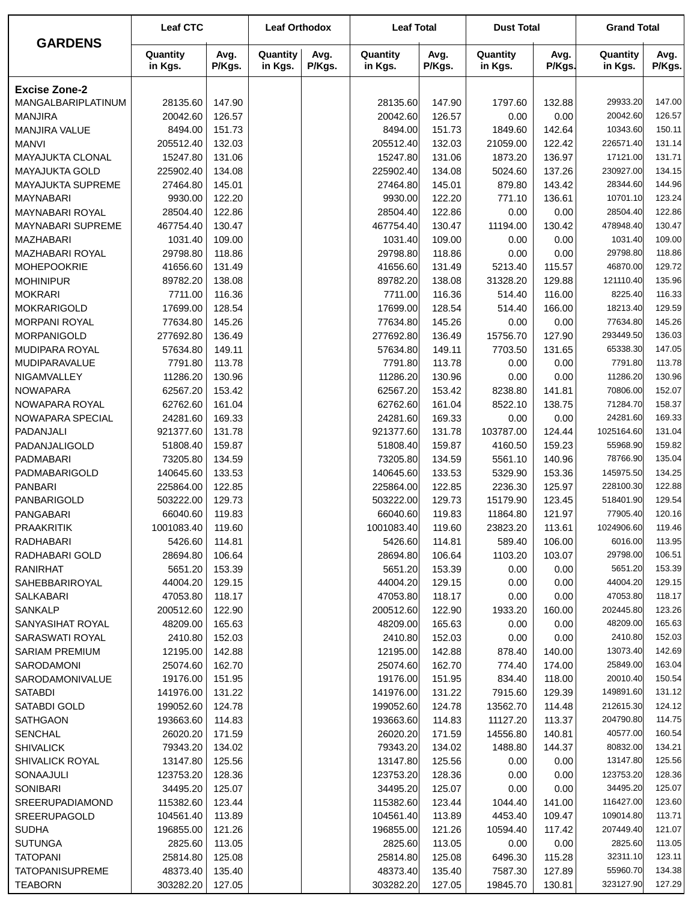| GARDENS | Leaf CTC | | Leaf Orthodox | | Leaf Total | | Dust Total | | Grand Total | |
|---|---|---|---|---|---|---|---|---|---|---|
| | Quantity in Kgs. | Avg. P/Kgs. | Quantity in Kgs. | Avg. P/Kgs. | Quantity in Kgs. | Avg. P/Kgs. | Quantity in Kgs. | Avg. P/Kgs. | Quantity in Kgs. | Avg. P/Kgs. |
| **Excise Zone-2** | | | | | | | | | | |
| MANGALBARIPLATINUM | 28135.60 | 147.90 | | | 28135.60 | 147.90 | 1797.60 | 132.88 | 29933.20 | 147.00 |
| MANJIRA | 20042.60 | 126.57 | | | 20042.60 | 126.57 | 0.00 | 0.00 | 20042.60 | 126.57 |
| MANJIRA VALUE | 8494.00 | 151.73 | | | 8494.00 | 151.73 | 1849.60 | 142.64 | 10343.60 | 150.11 |
| MANVI | 205512.40 | 132.03 | | | 205512.40 | 132.03 | 21059.00 | 122.42 | 226571.40 | 131.14 |
| MAYAJUKTA CLONAL | 15247.80 | 131.06 | | | 15247.80 | 131.06 | 1873.20 | 136.97 | 17121.00 | 131.71 |
| MAYAJUKTA GOLD | 225902.40 | 134.08 | | | 225902.40 | 134.08 | 5024.60 | 137.26 | 230927.00 | 134.15 |
| MAYAJUKTA SUPREME | 27464.80 | 145.01 | | | 27464.80 | 145.01 | 879.80 | 143.42 | 28344.60 | 144.96 |
| MAYNABARI | 9930.00 | 122.20 | | | 9930.00 | 122.20 | 771.10 | 136.61 | 10701.10 | 123.24 |
| MAYNABARI ROYAL | 28504.40 | 122.86 | | | 28504.40 | 122.86 | 0.00 | 0.00 | 28504.40 | 122.86 |
| MAYNABARI SUPREME | 467754.40 | 130.47 | | | 467754.40 | 130.47 | 11194.00 | 130.42 | 478948.40 | 130.47 |
| MAZHABARI | 1031.40 | 109.00 | | | 1031.40 | 109.00 | 0.00 | 0.00 | 1031.40 | 109.00 |
| MAZHABARI ROYAL | 29798.80 | 118.86 | | | 29798.80 | 118.86 | 0.00 | 0.00 | 29798.80 | 118.86 |
| MOHEPOOKRIE | 41656.60 | 131.49 | | | 41656.60 | 131.49 | 5213.40 | 115.57 | 46870.00 | 129.72 |
| MOHINIPUR | 89782.20 | 138.08 | | | 89782.20 | 138.08 | 31328.20 | 129.88 | 121110.40 | 135.96 |
| MOKRARI | 7711.00 | 116.36 | | | 7711.00 | 116.36 | 514.40 | 116.00 | 8225.40 | 116.33 |
| MOKRARIGOLD | 17699.00 | 128.54 | | | 17699.00 | 128.54 | 514.40 | 166.00 | 18213.40 | 129.59 |
| MORPANI ROYAL | 77634.80 | 145.26 | | | 77634.80 | 145.26 | 0.00 | 0.00 | 77634.80 | 145.26 |
| MORPANIGOLD | 277692.80 | 136.49 | | | 277692.80 | 136.49 | 15756.70 | 127.90 | 293449.50 | 136.03 |
| MUDIPARA ROYAL | 57634.80 | 149.11 | | | 57634.80 | 149.11 | 7703.50 | 131.65 | 65338.30 | 147.05 |
| MUDIPARAVALUE | 7791.80 | 113.78 | | | 7791.80 | 113.78 | 0.00 | 0.00 | 7791.80 | 113.78 |
| NIGAMVALLEY | 11286.20 | 130.96 | | | 11286.20 | 130.96 | 0.00 | 0.00 | 11286.20 | 130.96 |
| NOWAPARA | 62567.20 | 153.42 | | | 62567.20 | 153.42 | 8238.80 | 141.81 | 70806.00 | 152.07 |
| NOWAPARA ROYAL | 62762.60 | 161.04 | | | 62762.60 | 161.04 | 8522.10 | 138.75 | 71284.70 | 158.37 |
| NOWAPARA SPECIAL | 24281.60 | 169.33 | | | 24281.60 | 169.33 | 0.00 | 0.00 | 24281.60 | 169.33 |
| PADANJALI | 921377.60 | 131.78 | | | 921377.60 | 131.78 | 103787.00 | 124.44 | 1025164.60 | 131.04 |
| PADANJALIGOLD | 51808.40 | 159.87 | | | 51808.40 | 159.87 | 4160.50 | 159.23 | 55968.90 | 159.82 |
| PADMABARI | 73205.80 | 134.59 | | | 73205.80 | 134.59 | 5561.10 | 140.96 | 78766.90 | 135.04 |
| PADMABARIGOLD | 140645.60 | 133.53 | | | 140645.60 | 133.53 | 5329.90 | 153.36 | 145975.50 | 134.25 |
| PANBARI | 225864.00 | 122.85 | | | 225864.00 | 122.85 | 2236.30 | 125.97 | 228100.30 | 122.88 |
| PANBARIGOLD | 503222.00 | 129.73 | | | 503222.00 | 129.73 | 15179.90 | 123.45 | 518401.90 | 129.54 |
| PANGABARI | 66040.60 | 119.83 | | | 66040.60 | 119.83 | 11864.80 | 121.97 | 77905.40 | 120.16 |
| PRAAKRITIK | 1001083.40 | 119.60 | | | 1001083.40 | 119.60 | 23823.20 | 113.61 | 1024906.60 | 119.46 |
| RADHABARI | 5426.60 | 114.81 | | | 5426.60 | 114.81 | 589.40 | 106.00 | 6016.00 | 113.95 |
| RADHABARI GOLD | 28694.80 | 106.64 | | | 28694.80 | 106.64 | 1103.20 | 103.07 | 29798.00 | 106.51 |
| RANIRHAT | 5651.20 | 153.39 | | | 5651.20 | 153.39 | 0.00 | 0.00 | 5651.20 | 153.39 |
| SAHEBBARIROYAL | 44004.20 | 129.15 | | | 44004.20 | 129.15 | 0.00 | 0.00 | 44004.20 | 129.15 |
| SALKABARI | 47053.80 | 118.17 | | | 47053.80 | 118.17 | 0.00 | 0.00 | 47053.80 | 118.17 |
| SANKALP | 200512.60 | 122.90 | | | 200512.60 | 122.90 | 1933.20 | 160.00 | 202445.80 | 123.26 |
| SANYASIHAT ROYAL | 48209.00 | 165.63 | | | 48209.00 | 165.63 | 0.00 | 0.00 | 48209.00 | 165.63 |
| SARASWATI ROYAL | 2410.80 | 152.03 | | | 2410.80 | 152.03 | 0.00 | 0.00 | 2410.80 | 152.03 |
| SARIAM PREMIUM | 12195.00 | 142.88 | | | 12195.00 | 142.88 | 878.40 | 140.00 | 13073.40 | 142.69 |
| SARODAMONI | 25074.60 | 162.70 | | | 25074.60 | 162.70 | 774.40 | 174.00 | 25849.00 | 163.04 |
| SARODAMONIVALUE | 19176.00 | 151.95 | | | 19176.00 | 151.95 | 834.40 | 118.00 | 20010.40 | 150.54 |
| SATABDI | 141976.00 | 131.22 | | | 141976.00 | 131.22 | 7915.60 | 129.39 | 149891.60 | 131.12 |
| SATABDI GOLD | 199052.60 | 124.78 | | | 199052.60 | 124.78 | 13562.70 | 114.48 | 212615.30 | 124.12 |
| SATHGAON | 193663.60 | 114.83 | | | 193663.60 | 114.83 | 11127.20 | 113.37 | 204790.80 | 114.75 |
| SENCHAL | 26020.20 | 171.59 | | | 26020.20 | 171.59 | 14556.80 | 140.81 | 40577.00 | 160.54 |
| SHIVALICK | 79343.20 | 134.02 | | | 79343.20 | 134.02 | 1488.80 | 144.37 | 80832.00 | 134.21 |
| SHIVALICK ROYAL | 13147.80 | 125.56 | | | 13147.80 | 125.56 | 0.00 | 0.00 | 13147.80 | 125.56 |
| SONAAJULI | 123753.20 | 128.36 | | | 123753.20 | 128.36 | 0.00 | 0.00 | 123753.20 | 128.36 |
| SONIBARI | 34495.20 | 125.07 | | | 34495.20 | 125.07 | 0.00 | 0.00 | 34495.20 | 125.07 |
| SREERUPADIAMOND | 115382.60 | 123.44 | | | 115382.60 | 123.44 | 1044.40 | 141.00 | 116427.00 | 123.60 |
| SREERUPAGOLD | 104561.40 | 113.89 | | | 104561.40 | 113.89 | 4453.40 | 109.47 | 109014.80 | 113.71 |
| SUDHA | 196855.00 | 121.26 | | | 196855.00 | 121.26 | 10594.40 | 117.42 | 207449.40 | 121.07 |
| SUTUNGA | 2825.60 | 113.05 | | | 2825.60 | 113.05 | 0.00 | 0.00 | 2825.60 | 113.05 |
| TATOPANI | 25814.80 | 125.08 | | | 25814.80 | 125.08 | 6496.30 | 115.28 | 32311.10 | 123.11 |
| TATOPANISUPREME | 48373.40 | 135.40 | | | 48373.40 | 135.40 | 7587.30 | 127.89 | 55960.70 | 134.38 |
| TEABORN | 303282.20 | 127.05 | | | 303282.20 | 127.05 | 19845.70 | 130.81 | 323127.90 | 127.29 |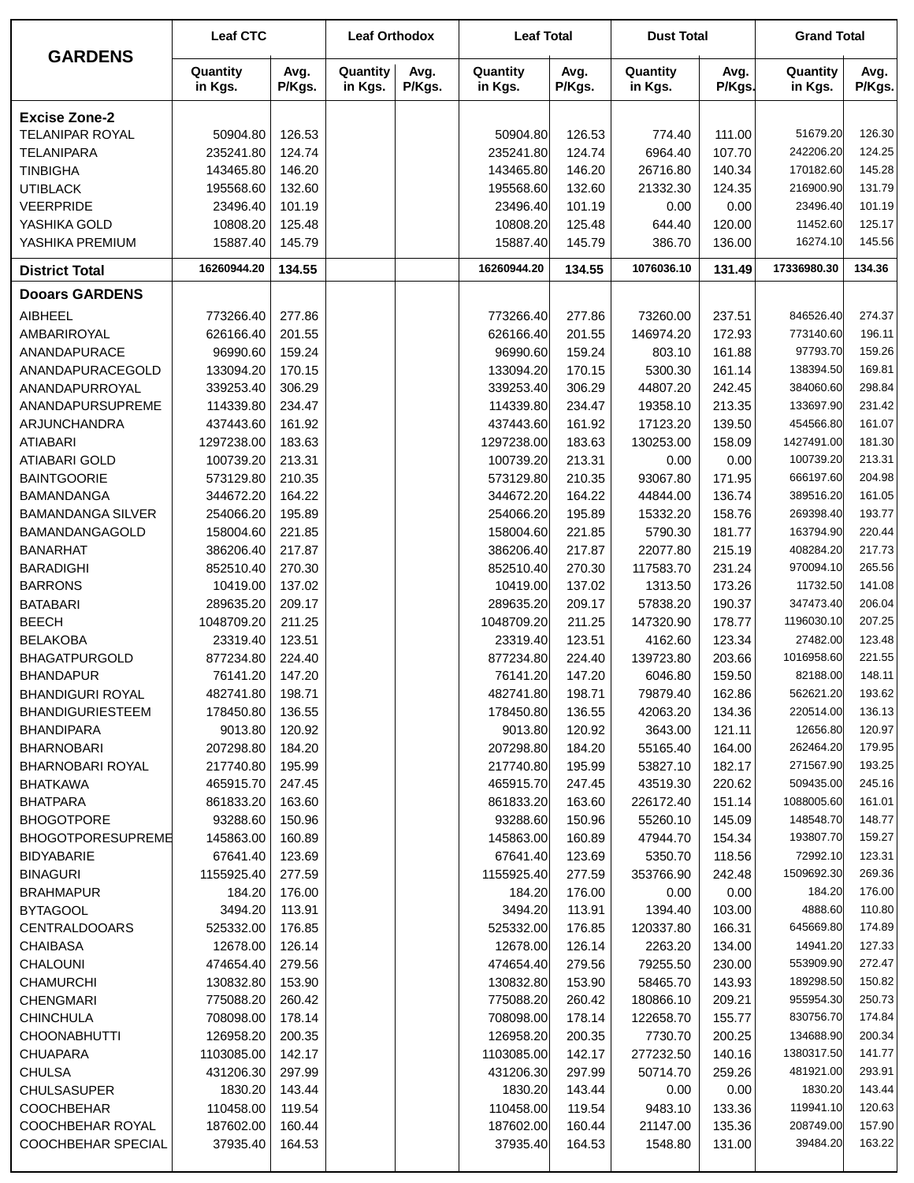| GARDENS | Leaf CTC | | Leaf Orthodox | | Leaf Total | | Dust Total | | Grand Total | |
|---|---|---|---|---|---|---|---|---|---|---|
| | Quantity in Kgs. | Avg. P/Kgs. | Quantity in Kgs. | Avg. P/Kgs. | Quantity in Kgs. | Avg. P/Kgs. | Quantity in Kgs. | Avg. P/Kgs. | Quantity in Kgs. | Avg. P/Kgs. |
| **Excise Zone-2** | | | | | | | | | | |
| TELANIPAR ROYAL | 50904.80 | 126.53 | | | 50904.80 | 126.53 | 774.40 | 111.00 | 51679.20 | 126.30 |
| TELANIPARA | 235241.80 | 124.74 | | | 235241.80 | 124.74 | 6964.40 | 107.70 | 242206.20 | 124.25 |
| TINBIGHA | 143465.80 | 146.20 | | | 143465.80 | 146.20 | 26716.80 | 140.34 | 170182.60 | 145.28 |
| UTIBLACK | 195568.60 | 132.60 | | | 195568.60 | 132.60 | 21332.30 | 124.35 | 216900.90 | 131.79 |
| VEERPRIDE | 23496.40 | 101.19 | | | 23496.40 | 101.19 | 0.00 | 0.00 | 23496.40 | 101.19 |
| YASHIKA GOLD | 10808.20 | 125.48 | | | 10808.20 | 125.48 | 644.40 | 120.00 | 11452.60 | 125.17 |
| YASHIKA PREMIUM | 15887.40 | 145.79 | | | 15887.40 | 145.79 | 386.70 | 136.00 | 16274.10 | 145.56 |
| **District Total** | **16260944.20** | **134.55** | | | **16260944.20** | **134.55** | **1076036.10** | **131.49** | **17336980.30** | **134.36** |
| **Dooars GARDENS** | | | | | | | | | | |
| AIBHEEL | 773266.40 | 277.86 | | | 773266.40 | 277.86 | 73260.00 | 237.51 | 846526.40 | 274.37 |
| AMBARIROYAL | 626166.40 | 201.55 | | | 626166.40 | 201.55 | 146974.20 | 172.93 | 773140.60 | 196.11 |
| ANANDAPURACE | 96990.60 | 159.24 | | | 96990.60 | 159.24 | 803.10 | 161.88 | 97793.70 | 159.26 |
| ANANDAPURACEGOLD | 133094.20 | 170.15 | | | 133094.20 | 170.15 | 5300.30 | 161.14 | 138394.50 | 169.81 |
| ANANDAPURROYAL | 339253.40 | 306.29 | | | 339253.40 | 306.29 | 44807.20 | 242.45 | 384060.60 | 298.84 |
| ANANDAPURSUPREME | 114339.80 | 234.47 | | | 114339.80 | 234.47 | 19358.10 | 213.35 | 133697.90 | 231.42 |
| ARJUNCHANDRA | 437443.60 | 161.92 | | | 437443.60 | 161.92 | 17123.20 | 139.50 | 454566.80 | 161.07 |
| ATIABARI | 1297238.00 | 183.63 | | | 1297238.00 | 183.63 | 130253.00 | 158.09 | 1427491.00 | 181.30 |
| ATIABARI GOLD | 100739.20 | 213.31 | | | 100739.20 | 213.31 | 0.00 | 0.00 | 100739.20 | 213.31 |
| BAINTGOORIE | 573129.80 | 210.35 | | | 573129.80 | 210.35 | 93067.80 | 171.95 | 666197.60 | 204.98 |
| BAMANDANGA | 344672.20 | 164.22 | | | 344672.20 | 164.22 | 44844.00 | 136.74 | 389516.20 | 161.05 |
| BAMANDANGA SILVER | 254066.20 | 195.89 | | | 254066.20 | 195.89 | 15332.20 | 158.76 | 269398.40 | 193.77 |
| BAMANDANGAGOLD | 158004.60 | 221.85 | | | 158004.60 | 221.85 | 5790.30 | 181.77 | 163794.90 | 220.44 |
| BANARHAT | 386206.40 | 217.87 | | | 386206.40 | 217.87 | 22077.80 | 215.19 | 408284.20 | 217.73 |
| BARADIGHI | 852510.40 | 270.30 | | | 852510.40 | 270.30 | 117583.70 | 231.24 | 970094.10 | 265.56 |
| BARRONS | 10419.00 | 137.02 | | | 10419.00 | 137.02 | 1313.50 | 173.26 | 11732.50 | 141.08 |
| BATABARI | 289635.20 | 209.17 | | | 289635.20 | 209.17 | 57838.20 | 190.37 | 347473.40 | 206.04 |
| BEECH | 1048709.20 | 211.25 | | | 1048709.20 | 211.25 | 147320.90 | 178.77 | 1196030.10 | 207.25 |
| BELAKOBA | 23319.40 | 123.51 | | | 23319.40 | 123.51 | 4162.60 | 123.34 | 27482.00 | 123.48 |
| BHAGATPURGOLD | 877234.80 | 224.40 | | | 877234.80 | 224.40 | 139723.80 | 203.66 | 1016958.60 | 221.55 |
| BHANDAPUR | 76141.20 | 147.20 | | | 76141.20 | 147.20 | 6046.80 | 159.50 | 82188.00 | 148.11 |
| BHANDIGURI ROYAL | 482741.80 | 198.71 | | | 482741.80 | 198.71 | 79879.40 | 162.86 | 562621.20 | 193.62 |
| BHANDIGURIESTEEM | 178450.80 | 136.55 | | | 178450.80 | 136.55 | 42063.20 | 134.36 | 220514.00 | 136.13 |
| BHANDIPARA | 9013.80 | 120.92 | | | 9013.80 | 120.92 | 3643.00 | 121.11 | 12656.80 | 120.97 |
| BHARNOBARI | 207298.80 | 184.20 | | | 207298.80 | 184.20 | 55165.40 | 164.00 | 262464.20 | 179.95 |
| BHARNOBARI ROYAL | 217740.80 | 195.99 | | | 217740.80 | 195.99 | 53827.10 | 182.17 | 271567.90 | 193.25 |
| BHATKAWA | 465915.70 | 247.45 | | | 465915.70 | 247.45 | 43519.30 | 220.62 | 509435.00 | 245.16 |
| BHATPARA | 861833.20 | 163.60 | | | 861833.20 | 163.60 | 226172.40 | 151.14 | 1088005.60 | 161.01 |
| BHOGOTPORE | 93288.60 | 150.96 | | | 93288.60 | 150.96 | 55260.10 | 145.09 | 148548.70 | 148.77 |
| BHOGOTPORESUPREME | 145863.00 | 160.89 | | | 145863.00 | 160.89 | 47944.70 | 154.34 | 193807.70 | 159.27 |
| BIDYABARIE | 67641.40 | 123.69 | | | 67641.40 | 123.69 | 5350.70 | 118.56 | 72992.10 | 123.31 |
| BINAGURI | 1155925.40 | 277.59 | | | 1155925.40 | 277.59 | 353766.90 | 242.48 | 1509692.30 | 269.36 |
| BRAHMAPUR | 184.20 | 176.00 | | | 184.20 | 176.00 | 0.00 | 0.00 | 184.20 | 176.00 |
| BYTAGOOL | 3494.20 | 113.91 | | | 3494.20 | 113.91 | 1394.40 | 103.00 | 4888.60 | 110.80 |
| CENTRALDOOARS | 525332.00 | 176.85 | | | 525332.00 | 176.85 | 120337.80 | 166.31 | 645669.80 | 174.89 |
| CHAIBASA | 12678.00 | 126.14 | | | 12678.00 | 126.14 | 2263.20 | 134.00 | 14941.20 | 127.33 |
| CHALOUNI | 474654.40 | 279.56 | | | 474654.40 | 279.56 | 79255.50 | 230.00 | 553909.90 | 272.47 |
| CHAMURCHI | 130832.80 | 153.90 | | | 130832.80 | 153.90 | 58465.70 | 143.93 | 189298.50 | 150.82 |
| CHENGMARI | 775088.20 | 260.42 | | | 775088.20 | 260.42 | 180866.10 | 209.21 | 955954.30 | 250.73 |
| CHINCHULA | 708098.00 | 178.14 | | | 708098.00 | 178.14 | 122658.70 | 155.77 | 830756.70 | 174.84 |
| CHOONABHUTTI | 126958.20 | 200.35 | | | 126958.20 | 200.35 | 7730.70 | 200.25 | 134688.90 | 200.34 |
| CHUAPARA | 1103085.00 | 142.17 | | | 1103085.00 | 142.17 | 277232.50 | 140.16 | 1380317.50 | 141.77 |
| CHULSA | 431206.30 | 297.99 | | | 431206.30 | 297.99 | 50714.70 | 259.26 | 481921.00 | 293.91 |
| CHULSASUPER | 1830.20 | 143.44 | | | 1830.20 | 143.44 | 0.00 | 0.00 | 1830.20 | 143.44 |
| COOCHBEHAR | 110458.00 | 119.54 | | | 110458.00 | 119.54 | 9483.10 | 133.36 | 119941.10 | 120.63 |
| COOCHBEHAR ROYAL | 187602.00 | 160.44 | | | 187602.00 | 160.44 | 21147.00 | 135.36 | 208749.00 | 157.90 |
| COOCHBEHAR SPECIAL | 37935.40 | 164.53 | | | 37935.40 | 164.53 | 1548.80 | 131.00 | 39484.20 | 163.22 |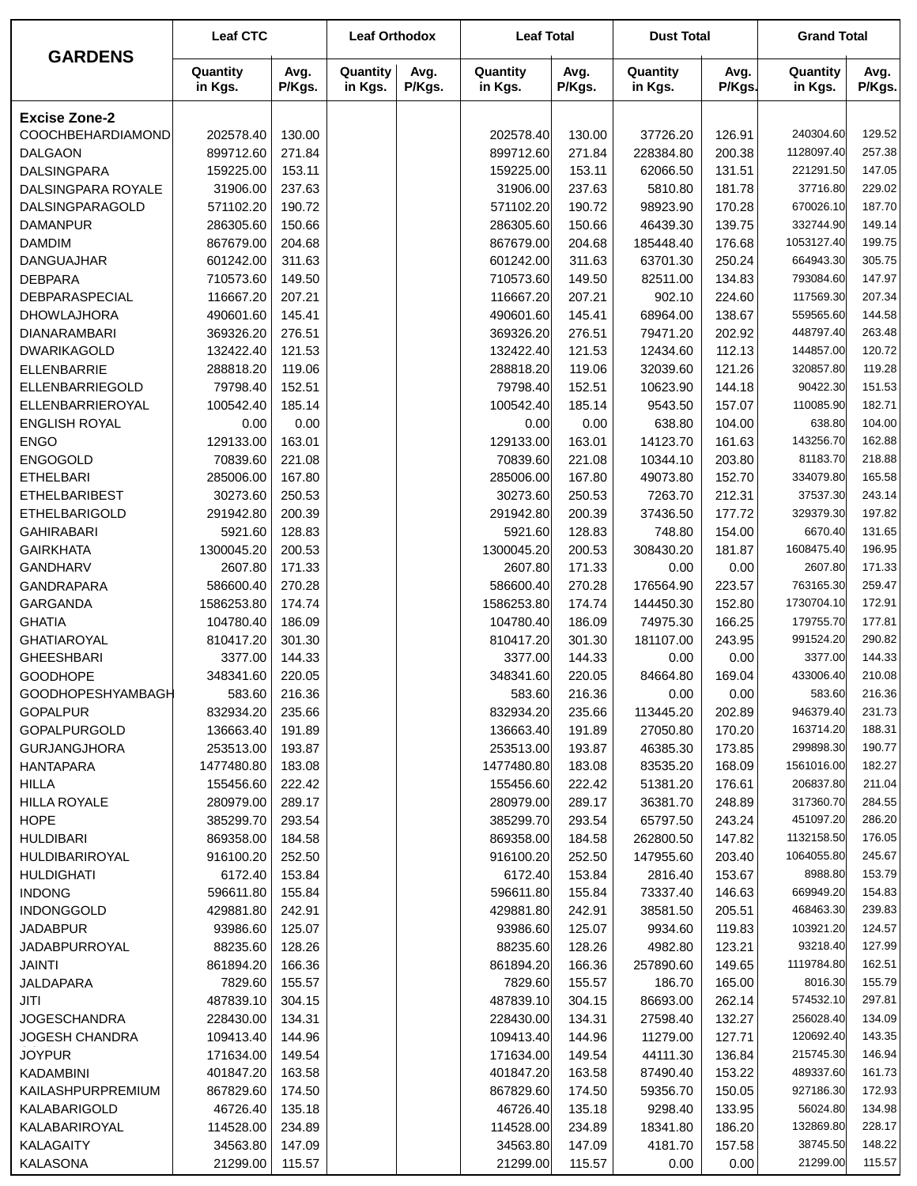| GARDENS | Leaf CTC | | Leaf Orthodox | | Leaf Total | | Dust Total | | Grand Total | |
|---|---|---|---|---|---|---|---|---|---|---|
| | Quantity in Kgs. | Avg. P/Kgs. | Quantity in Kgs. | Avg. P/Kgs. | Quantity in Kgs. | Avg. P/Kgs. | Quantity in Kgs. | Avg. P/Kgs. | Quantity in Kgs. | Avg. P/Kgs. |
| **Excise Zone-2** | | | | | | | | | | |
| COOCHBEHARDIAMOND | 202578.40 | 130.00 | | | 202578.40 | 130.00 | 37726.20 | 126.91 | 240304.60 | 129.52 |
| DALGAON | 899712.60 | 271.84 | | | 899712.60 | 271.84 | 228384.80 | 200.38 | 1128097.40 | 257.38 |
| DALSINGPARA | 159225.00 | 153.11 | | | 159225.00 | 153.11 | 62066.50 | 131.51 | 221291.50 | 147.05 |
| DALSINGPARA ROYALE | 31906.00 | 237.63 | | | 31906.00 | 237.63 | 5810.80 | 181.78 | 37716.80 | 229.02 |
| DALSINGPARAGOLD | 571102.20 | 190.72 | | | 571102.20 | 190.72 | 98923.90 | 170.28 | 670026.10 | 187.70 |
| DAMANPUR | 286305.60 | 150.66 | | | 286305.60 | 150.66 | 46439.30 | 139.75 | 332744.90 | 149.14 |
| DAMDIM | 867679.00 | 204.68 | | | 867679.00 | 204.68 | 185448.40 | 176.68 | 1053127.40 | 199.75 |
| DANGUAJHAR | 601242.00 | 311.63 | | | 601242.00 | 311.63 | 63701.30 | 250.24 | 664943.30 | 305.75 |
| DEBPARA | 710573.60 | 149.50 | | | 710573.60 | 149.50 | 82511.00 | 134.83 | 793084.60 | 147.97 |
| DEBPARASPECIAL | 116667.20 | 207.21 | | | 116667.20 | 207.21 | 902.10 | 224.60 | 117569.30 | 207.34 |
| DHOWLAJHORA | 490601.60 | 145.41 | | | 490601.60 | 145.41 | 68964.00 | 138.67 | 559565.60 | 144.58 |
| DIANARAMBARI | 369326.20 | 276.51 | | | 369326.20 | 276.51 | 79471.20 | 202.92 | 448797.40 | 263.48 |
| DWARIKAGOLD | 132422.40 | 121.53 | | | 132422.40 | 121.53 | 12434.60 | 112.13 | 144857.00 | 120.72 |
| ELLENBARRIE | 288818.20 | 119.06 | | | 288818.20 | 119.06 | 32039.60 | 121.26 | 320857.80 | 119.28 |
| ELLENBARRIEGOLD | 79798.40 | 152.51 | | | 79798.40 | 152.51 | 10623.90 | 144.18 | 90422.30 | 151.53 |
| ELLENBARRIEROYAL | 100542.40 | 185.14 | | | 100542.40 | 185.14 | 9543.50 | 157.07 | 110085.90 | 182.71 |
| ENGLISH ROYAL | 0.00 | 0.00 | | | 0.00 | 0.00 | 638.80 | 104.00 | 638.80 | 104.00 |
| ENGO | 129133.00 | 163.01 | | | 129133.00 | 163.01 | 14123.70 | 161.63 | 143256.70 | 162.88 |
| ENGOGOLD | 70839.60 | 221.08 | | | 70839.60 | 221.08 | 10344.10 | 203.80 | 81183.70 | 218.88 |
| ETHELBARI | 285006.00 | 167.80 | | | 285006.00 | 167.80 | 49073.80 | 152.70 | 334079.80 | 165.58 |
| ETHELBARIBEST | 30273.60 | 250.53 | | | 30273.60 | 250.53 | 7263.70 | 212.31 | 37537.30 | 243.14 |
| ETHELBARIGOLD | 291942.80 | 200.39 | | | 291942.80 | 200.39 | 37436.50 | 177.72 | 329379.30 | 197.82 |
| GAHIRABARI | 5921.60 | 128.83 | | | 5921.60 | 128.83 | 748.80 | 154.00 | 6670.40 | 131.65 |
| GAIRKHATA | 1300045.20 | 200.53 | | | 1300045.20 | 200.53 | 308430.20 | 181.87 | 1608475.40 | 196.95 |
| GANDHARV | 2607.80 | 171.33 | | | 2607.80 | 171.33 | 0.00 | 0.00 | 2607.80 | 171.33 |
| GANDRAPARA | 586600.40 | 270.28 | | | 586600.40 | 270.28 | 176564.90 | 223.57 | 763165.30 | 259.47 |
| GARGANDA | 1586253.80 | 174.74 | | | 1586253.80 | 174.74 | 144450.30 | 152.80 | 1730704.10 | 172.91 |
| GHATIA | 104780.40 | 186.09 | | | 104780.40 | 186.09 | 74975.30 | 166.25 | 179755.70 | 177.81 |
| GHATIAROYAL | 810417.20 | 301.30 | | | 810417.20 | 301.30 | 181107.00 | 243.95 | 991524.20 | 290.82 |
| GHEESHBARI | 3377.00 | 144.33 | | | 3377.00 | 144.33 | 0.00 | 0.00 | 3377.00 | 144.33 |
| GOODHOPE | 348341.60 | 220.05 | | | 348341.60 | 220.05 | 84664.80 | 169.04 | 433006.40 | 210.08 |
| GOODHOPESHYAMBAGH | 583.60 | 216.36 | | | 583.60 | 216.36 | 0.00 | 0.00 | 583.60 | 216.36 |
| GOPALPUR | 832934.20 | 235.66 | | | 832934.20 | 235.66 | 113445.20 | 202.89 | 946379.40 | 231.73 |
| GOPALPURGOLD | 136663.40 | 191.89 | | | 136663.40 | 191.89 | 27050.80 | 170.20 | 163714.20 | 188.31 |
| GURJANGJHORA | 253513.00 | 193.87 | | | 253513.00 | 193.87 | 46385.30 | 173.85 | 299898.30 | 190.77 |
| HANTAPARA | 1477480.80 | 183.08 | | | 1477480.80 | 183.08 | 83535.20 | 168.09 | 1561016.00 | 182.27 |
| HILLA | 155456.60 | 222.42 | | | 155456.60 | 222.42 | 51381.20 | 176.61 | 206837.80 | 211.04 |
| HILLA ROYALE | 280979.00 | 289.17 | | | 280979.00 | 289.17 | 36381.70 | 248.89 | 317360.70 | 284.55 |
| HOPE | 385299.70 | 293.54 | | | 385299.70 | 293.54 | 65797.50 | 243.24 | 451097.20 | 286.20 |
| HULDIBARI | 869358.00 | 184.58 | | | 869358.00 | 184.58 | 262800.50 | 147.82 | 1132158.50 | 176.05 |
| HULDIBARIROYAL | 916100.20 | 252.50 | | | 916100.20 | 252.50 | 147955.60 | 203.40 | 1064055.80 | 245.67 |
| HULDIGHATI | 6172.40 | 153.84 | | | 6172.40 | 153.84 | 2816.40 | 153.67 | 8988.80 | 153.79 |
| INDONG | 596611.80 | 155.84 | | | 596611.80 | 155.84 | 73337.40 | 146.63 | 669949.20 | 154.83 |
| INDONGGOLD | 429881.80 | 242.91 | | | 429881.80 | 242.91 | 38581.50 | 205.51 | 468463.30 | 239.83 |
| JADABPUR | 93986.60 | 125.07 | | | 93986.60 | 125.07 | 9934.60 | 119.83 | 103921.20 | 124.57 |
| JADABPURROYAL | 88235.60 | 128.26 | | | 88235.60 | 128.26 | 4982.80 | 123.21 | 93218.40 | 127.99 |
| JAINTI | 861894.20 | 166.36 | | | 861894.20 | 166.36 | 257890.60 | 149.65 | 1119784.80 | 162.51 |
| JALDAPARA | 7829.60 | 155.57 | | | 7829.60 | 155.57 | 186.70 | 165.00 | 8016.30 | 155.79 |
| JITI | 487839.10 | 304.15 | | | 487839.10 | 304.15 | 86693.00 | 262.14 | 574532.10 | 297.81 |
| JOGESCHANDRA | 228430.00 | 134.31 | | | 228430.00 | 134.31 | 27598.40 | 132.27 | 256028.40 | 134.09 |
| JOGESH CHANDRA | 109413.40 | 144.96 | | | 109413.40 | 144.96 | 11279.00 | 127.71 | 120692.40 | 143.35 |
| JOYPUR | 171634.00 | 149.54 | | | 171634.00 | 149.54 | 44111.30 | 136.84 | 215745.30 | 146.94 |
| KADAMBINI | 401847.20 | 163.58 | | | 401847.20 | 163.58 | 87490.40 | 153.22 | 489337.60 | 161.73 |
| KAILASHPURPREMIUM | 867829.60 | 174.50 | | | 867829.60 | 174.50 | 59356.70 | 150.05 | 927186.30 | 172.93 |
| KALABARIGOLD | 46726.40 | 135.18 | | | 46726.40 | 135.18 | 9298.40 | 133.95 | 56024.80 | 134.98 |
| KALABARIROYAL | 114528.00 | 234.89 | | | 114528.00 | 234.89 | 18341.80 | 186.20 | 132869.80 | 228.17 |
| KALAGAITY | 34563.80 | 147.09 | | | 34563.80 | 147.09 | 4181.70 | 157.58 | 38745.50 | 148.22 |
| KALASONA | 21299.00 | 115.57 | | | 21299.00 | 115.57 | 0.00 | 0.00 | 21299.00 | 115.57 |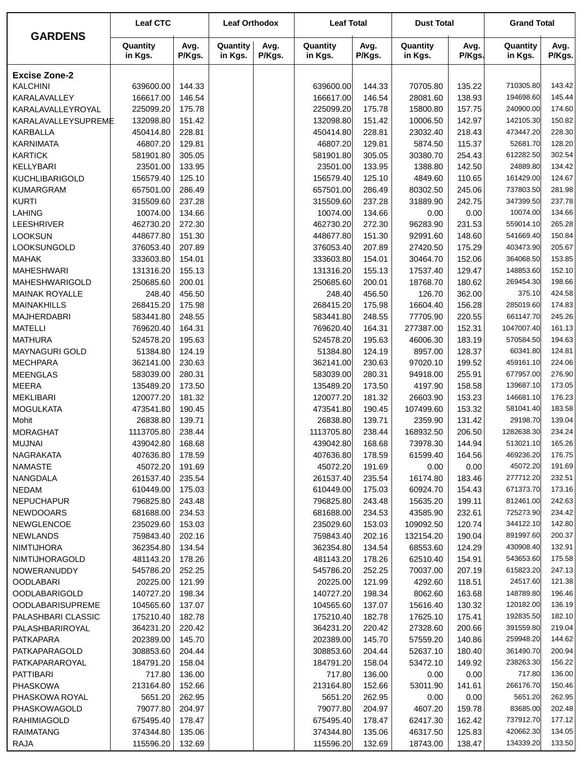| GARDENS | Leaf CTC | | Leaf Orthodox | | Leaf Total | | Dust Total | | Grand Total | |
|---|---|---|---|---|---|---|---|---|---|---|
| | Quantity in Kgs. | Avg. P/Kgs. | Quantity in Kgs. | Avg. P/Kgs. | Quantity in Kgs. | Avg. P/Kgs. | Quantity in Kgs. | Avg. P/Kgs. | Quantity in Kgs. | Avg. P/Kgs. |
| **Excise Zone-2** | | | | | | | | | | |
| KALCHINI | 639600.00 | 144.33 | | | 639600.00 | 144.33 | 70705.80 | 135.22 | 710305.80 | 143.42 |
| KARALAVALLEY | 166617.00 | 146.54 | | | 166617.00 | 146.54 | 28081.60 | 138.93 | 194698.60 | 145.44 |
| KARALAVALLEYROYAL | 225099.20 | 175.78 | | | 225099.20 | 175.78 | 15800.80 | 157.75 | 240900.00 | 174.60 |
| KARALAVALLEYSUPREME | 132098.80 | 151.42 | | | 132098.80 | 151.42 | 10006.50 | 142.97 | 142105.30 | 150.82 |
| KARBALLA | 450414.80 | 228.81 | | | 450414.80 | 228.81 | 23032.40 | 218.43 | 473447.20 | 228.30 |
| KARNIMATA | 46807.20 | 129.81 | | | 46807.20 | 129.81 | 5874.50 | 115.37 | 52681.70 | 128.20 |
| KARTICK | 581901.80 | 305.05 | | | 581901.80 | 305.05 | 30380.70 | 254.43 | 612282.50 | 302.54 |
| KELLYBARI | 23501.00 | 133.95 | | | 23501.00 | 133.95 | 1388.80 | 142.50 | 24889.80 | 134.42 |
| KUCHLIBARIGOLD | 156579.40 | 125.10 | | | 156579.40 | 125.10 | 4849.60 | 110.65 | 161429.00 | 124.67 |
| KUMARGRAM | 657501.00 | 286.49 | | | 657501.00 | 286.49 | 80302.50 | 245.06 | 737803.50 | 281.98 |
| KURTI | 315509.60 | 237.28 | | | 315509.60 | 237.28 | 31889.90 | 242.75 | 347399.50 | 237.78 |
| LAHING | 10074.00 | 134.66 | | | 10074.00 | 134.66 | 0.00 | 0.00 | 10074.00 | 134.66 |
| LEESHRIVER | 462730.20 | 272.30 | | | 462730.20 | 272.30 | 96283.90 | 231.53 | 559014.10 | 265.28 |
| LOOKSUN | 448677.80 | 151.30 | | | 448677.80 | 151.30 | 92991.60 | 148.60 | 541669.40 | 150.84 |
| LOOKSUNGOLD | 376053.40 | 207.89 | | | 376053.40 | 207.89 | 27420.50 | 175.29 | 403473.90 | 205.67 |
| MAHAK | 333603.80 | 154.01 | | | 333603.80 | 154.01 | 30464.70 | 152.06 | 364068.50 | 153.85 |
| MAHESHWARI | 131316.20 | 155.13 | | | 131316.20 | 155.13 | 17537.40 | 129.47 | 148853.60 | 152.10 |
| MAHESHWARIGOLD | 250685.60 | 200.01 | | | 250685.60 | 200.01 | 18768.70 | 180.62 | 269454.30 | 198.66 |
| MAINAK ROYALLE | 248.40 | 456.50 | | | 248.40 | 456.50 | 126.70 | 362.00 | 375.10 | 424.58 |
| MAINAKHILLS | 268415.20 | 175.98 | | | 268415.20 | 175.98 | 16604.40 | 156.28 | 285019.60 | 174.83 |
| MAJHERDABRI | 583441.80 | 248.55 | | | 583441.80 | 248.55 | 77705.90 | 220.55 | 661147.70 | 245.26 |
| MATELLI | 769620.40 | 164.31 | | | 769620.40 | 164.31 | 277387.00 | 152.31 | 1047007.40 | 161.13 |
| MATHURA | 524578.20 | 195.63 | | | 524578.20 | 195.63 | 46006.30 | 183.19 | 570584.50 | 194.63 |
| MAYNAGURI GOLD | 51384.80 | 124.19 | | | 51384.80 | 124.19 | 8957.00 | 128.37 | 60341.80 | 124.81 |
| MECHPARA | 362141.00 | 230.63 | | | 362141.00 | 230.63 | 97020.10 | 199.52 | 459161.10 | 224.06 |
| MEENGLAS | 583039.00 | 280.31 | | | 583039.00 | 280.31 | 94918.00 | 255.91 | 677957.00 | 276.90 |
| MEERA | 135489.20 | 173.50 | | | 135489.20 | 173.50 | 4197.90 | 158.58 | 139687.10 | 173.05 |
| MEKLIBARI | 120077.20 | 181.32 | | | 120077.20 | 181.32 | 26603.90 | 153.23 | 146681.10 | 176.23 |
| MOGULKATA | 473541.80 | 190.45 | | | 473541.80 | 190.45 | 107499.60 | 153.32 | 581041.40 | 183.58 |
| Mohit | 26838.80 | 139.71 | | | 26838.80 | 139.71 | 2359.90 | 131.42 | 29198.70 | 139.04 |
| MORAGHAT | 1113705.80 | 238.44 | | | 1113705.80 | 238.44 | 168932.50 | 206.50 | 1282638.30 | 234.24 |
| MUJNAI | 439042.80 | 168.68 | | | 439042.80 | 168.68 | 73978.30 | 144.94 | 513021.10 | 165.26 |
| NAGRAKATA | 407636.80 | 178.59 | | | 407636.80 | 178.59 | 61599.40 | 164.56 | 469236.20 | 176.75 |
| NAMASTE | 45072.20 | 191.69 | | | 45072.20 | 191.69 | 0.00 | 0.00 | 45072.20 | 191.69 |
| NANGDALA | 261537.40 | 235.54 | | | 261537.40 | 235.54 | 16174.80 | 183.46 | 277712.20 | 232.51 |
| NEDAM | 610449.00 | 175.03 | | | 610449.00 | 175.03 | 60924.70 | 154.43 | 671373.70 | 173.16 |
| NEPUCHAPUR | 796825.80 | 243.48 | | | 796825.80 | 243.48 | 15635.20 | 199.11 | 812461.00 | 242.63 |
| NEWDOOARS | 681688.00 | 234.53 | | | 681688.00 | 234.53 | 43585.90 | 232.61 | 725273.90 | 234.42 |
| NEWGLENCOE | 235029.60 | 153.03 | | | 235029.60 | 153.03 | 109092.50 | 120.74 | 344122.10 | 142.80 |
| NEWLANDS | 759843.40 | 202.16 | | | 759843.40 | 202.16 | 132154.20 | 190.04 | 891997.60 | 200.37 |
| NIMTIJHORA | 362354.80 | 134.54 | | | 362354.80 | 134.54 | 68553.60 | 124.29 | 430908.40 | 132.91 |
| NIMTIJHORAGOLD | 481143.20 | 178.26 | | | 481143.20 | 178.26 | 62510.40 | 154.91 | 543653.60 | 175.58 |
| NOWERANUDDY | 545786.20 | 252.25 | | | 545786.20 | 252.25 | 70037.00 | 207.19 | 615823.20 | 247.13 |
| OODLABARI | 20225.00 | 121.99 | | | 20225.00 | 121.99 | 4292.60 | 118.51 | 24517.60 | 121.38 |
| OODLABARIGOLD | 140727.20 | 198.34 | | | 140727.20 | 198.34 | 8062.60 | 163.68 | 148789.80 | 196.46 |
| OODLABARISUPREME | 104565.60 | 137.07 | | | 104565.60 | 137.07 | 15616.40 | 130.32 | 120182.00 | 136.19 |
| PALASHBARI CLASSIC | 175210.40 | 182.78 | | | 175210.40 | 182.78 | 17625.10 | 175.41 | 192835.50 | 182.10 |
| PALASHBARIROYAL | 364231.20 | 220.42 | | | 364231.20 | 220.42 | 27328.60 | 200.66 | 391559.80 | 219.04 |
| PATKAPARA | 202389.00 | 145.70 | | | 202389.00 | 145.70 | 57559.20 | 140.86 | 259948.20 | 144.62 |
| PATKAPARAGOLD | 308853.60 | 204.44 | | | 308853.60 | 204.44 | 52637.10 | 180.40 | 361490.70 | 200.94 |
| PATKAPARAROYAL | 184791.20 | 158.04 | | | 184791.20 | 158.04 | 53472.10 | 149.92 | 238263.30 | 156.22 |
| PATTIBARI | 717.80 | 136.00 | | | 717.80 | 136.00 | 0.00 | 0.00 | 717.80 | 136.00 |
| PHASKOWA | 213164.80 | 152.66 | | | 213164.80 | 152.66 | 53011.90 | 141.61 | 266176.70 | 150.46 |
| PHASKOWA ROYAL | 5651.20 | 262.95 | | | 5651.20 | 262.95 | 0.00 | 0.00 | 5651.20 | 262.95 |
| PHASKOWAGOLD | 79077.80 | 204.97 | | | 79077.80 | 204.97 | 4607.20 | 159.78 | 83685.00 | 202.48 |
| RAHIMIAGOLD | 675495.40 | 178.47 | | | 675495.40 | 178.47 | 62417.30 | 162.42 | 737912.70 | 177.12 |
| RAIMATANG | 374344.80 | 135.06 | | | 374344.80 | 135.06 | 46317.50 | 125.83 | 420662.30 | 134.05 |
| RAJA | 115596.20 | 132.69 | | | 115596.20 | 132.69 | 18743.00 | 138.47 | 134339.20 | 133.50 |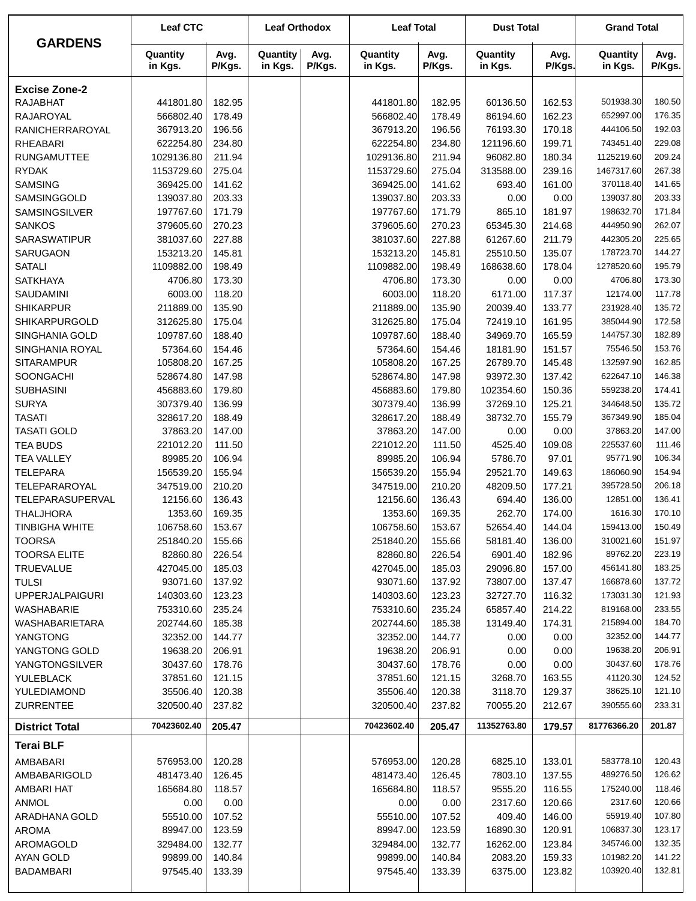| GARDENS | Leaf CTC | | Leaf Orthodox | | Leaf Total | | Dust Total | | Grand Total | |
|---|---|---|---|---|---|---|---|---|---|---|
| | Quantity in Kgs. | Avg. P/Kgs. | Quantity in Kgs. | Avg. P/Kgs. | Quantity in Kgs. | Avg. P/Kgs. | Quantity in Kgs. | Avg. P/Kgs. | Quantity in Kgs. | Avg. P/Kgs. |
| **Excise Zone-2** | | | | | | | | | | |
| RAJABHAT | 441801.80 | 182.95 | | | 441801.80 | 182.95 | 60136.50 | 162.53 | 501938.30 | 180.50 |
| RAJAROYAL | 566802.40 | 178.49 | | | 566802.40 | 178.49 | 86194.60 | 162.23 | 652997.00 | 176.35 |
| RANICHERRAROYAL | 367913.20 | 196.56 | | | 367913.20 | 196.56 | 76193.30 | 170.18 | 444106.50 | 192.03 |
| RHEABARI | 622254.80 | 234.80 | | | 622254.80 | 234.80 | 121196.60 | 199.71 | 743451.40 | 229.08 |
| RUNGAMUTTEE | 1029136.80 | 211.94 | | | 1029136.80 | 211.94 | 96082.80 | 180.34 | 1125219.60 | 209.24 |
| RYDAK | 1153729.60 | 275.04 | | | 1153729.60 | 275.04 | 313588.00 | 239.16 | 1467317.60 | 267.38 |
| SAMSING | 369425.00 | 141.62 | | | 369425.00 | 141.62 | 693.40 | 161.00 | 370118.40 | 141.65 |
| SAMSINGGOLD | 139037.80 | 203.33 | | | 139037.80 | 203.33 | 0.00 | 0.00 | 139037.80 | 203.33 |
| SAMSINGSILVER | 197767.60 | 171.79 | | | 197767.60 | 171.79 | 865.10 | 181.97 | 198632.70 | 171.84 |
| SANKOS | 379605.60 | 270.23 | | | 379605.60 | 270.23 | 65345.30 | 214.68 | 444950.90 | 262.07 |
| SARASWATIPUR | 381037.60 | 227.88 | | | 381037.60 | 227.88 | 61267.60 | 211.79 | 442305.20 | 225.65 |
| SARUGAON | 153213.20 | 145.81 | | | 153213.20 | 145.81 | 25510.50 | 135.07 | 178723.70 | 144.27 |
| SATALI | 1109882.00 | 198.49 | | | 1109882.00 | 198.49 | 168638.60 | 178.04 | 1278520.60 | 195.79 |
| SATKHAYA | 4706.80 | 173.30 | | | 4706.80 | 173.30 | 0.00 | 0.00 | 4706.80 | 173.30 |
| SAUDAMINI | 6003.00 | 118.20 | | | 6003.00 | 118.20 | 6171.00 | 117.37 | 12174.00 | 117.78 |
| SHIKARPUR | 211889.00 | 135.90 | | | 211889.00 | 135.90 | 20039.40 | 133.77 | 231928.40 | 135.72 |
| SHIKARPURGOLD | 312625.80 | 175.04 | | | 312625.80 | 175.04 | 72419.10 | 161.95 | 385044.90 | 172.58 |
| SINGHANIA GOLD | 109787.60 | 188.40 | | | 109787.60 | 188.40 | 34969.70 | 165.59 | 144757.30 | 182.89 |
| SINGHANIA ROYAL | 57364.60 | 154.46 | | | 57364.60 | 154.46 | 18181.90 | 151.57 | 75546.50 | 153.76 |
| SITARAMPUR | 105808.20 | 167.25 | | | 105808.20 | 167.25 | 26789.70 | 145.48 | 132597.90 | 162.85 |
| SOONGACHI | 528674.80 | 147.98 | | | 528674.80 | 147.98 | 93972.30 | 137.42 | 622647.10 | 146.38 |
| SUBHASINI | 456883.60 | 179.80 | | | 456883.60 | 179.80 | 102354.60 | 150.36 | 559238.20 | 174.41 |
| SURYA | 307379.40 | 136.99 | | | 307379.40 | 136.99 | 37269.10 | 125.21 | 344648.50 | 135.72 |
| TASATI | 328617.20 | 188.49 | | | 328617.20 | 188.49 | 38732.70 | 155.79 | 367349.90 | 185.04 |
| TASATI GOLD | 37863.20 | 147.00 | | | 37863.20 | 147.00 | 0.00 | 0.00 | 37863.20 | 147.00 |
| TEA BUDS | 221012.20 | 111.50 | | | 221012.20 | 111.50 | 4525.40 | 109.08 | 225537.60 | 111.46 |
| TEA VALLEY | 89985.20 | 106.94 | | | 89985.20 | 106.94 | 5786.70 | 97.01 | 95771.90 | 106.34 |
| TELEPARA | 156539.20 | 155.94 | | | 156539.20 | 155.94 | 29521.70 | 149.63 | 186060.90 | 154.94 |
| TELEPARAROYAL | 347519.00 | 210.20 | | | 347519.00 | 210.20 | 48209.50 | 177.21 | 395728.50 | 206.18 |
| TELEPARASUPERVAL | 12156.60 | 136.43 | | | 12156.60 | 136.43 | 694.40 | 136.00 | 12851.00 | 136.41 |
| THALJHORA | 1353.60 | 169.35 | | | 1353.60 | 169.35 | 262.70 | 174.00 | 1616.30 | 170.10 |
| TINBIGHA WHITE | 106758.60 | 153.67 | | | 106758.60 | 153.67 | 52654.40 | 144.04 | 159413.00 | 150.49 |
| TOORSA | 251840.20 | 155.66 | | | 251840.20 | 155.66 | 58181.40 | 136.00 | 310021.60 | 151.97 |
| TOORSA ELITE | 82860.80 | 226.54 | | | 82860.80 | 226.54 | 6901.40 | 182.96 | 89762.20 | 223.19 |
| TRUEVALUE | 427045.00 | 185.03 | | | 427045.00 | 185.03 | 29096.80 | 157.00 | 456141.80 | 183.25 |
| TULSI | 93071.60 | 137.92 | | | 93071.60 | 137.92 | 73807.00 | 137.47 | 166878.60 | 137.72 |
| UPPERJALPAIGURI | 140303.60 | 123.23 | | | 140303.60 | 123.23 | 32727.70 | 116.32 | 173031.30 | 121.93 |
| WASHABARIE | 753310.60 | 235.24 | | | 753310.60 | 235.24 | 65857.40 | 214.22 | 819168.00 | 233.55 |
| WASHABARIETARA | 202744.60 | 185.38 | | | 202744.60 | 185.38 | 13149.40 | 174.31 | 215894.00 | 184.70 |
| YANGTONG | 32352.00 | 144.77 | | | 32352.00 | 144.77 | 0.00 | 0.00 | 32352.00 | 144.77 |
| YANGTONG GOLD | 19638.20 | 206.91 | | | 19638.20 | 206.91 | 0.00 | 0.00 | 19638.20 | 206.91 |
| YANGTONGSILVER | 30437.60 | 178.76 | | | 30437.60 | 178.76 | 0.00 | 0.00 | 30437.60 | 178.76 |
| YULEBLACK | 37851.60 | 121.15 | | | 37851.60 | 121.15 | 3268.70 | 163.55 | 41120.30 | 124.52 |
| YULEDIAMOND | 35506.40 | 120.38 | | | 35506.40 | 120.38 | 3118.70 | 129.37 | 38625.10 | 121.10 |
| ZURRENTEE | 320500.40 | 237.82 | | | 320500.40 | 237.82 | 70055.20 | 212.67 | 390555.60 | 233.31 |
| **District Total** | **70423602.40** | **205.47** | | | **70423602.40** | **205.47** | **11352763.80** | **179.57** | **81776366.20** | **201.87** |
| **Terai BLF** | | | | | | | | | | |
| AMBABARI | 576953.00 | 120.28 | | | 576953.00 | 120.28 | 6825.10 | 133.01 | 583778.10 | 120.43 |
| AMBABARIGOLD | 481473.40 | 126.45 | | | 481473.40 | 126.45 | 7803.10 | 137.55 | 489276.50 | 126.62 |
| AMBARI HAT | 165684.80 | 118.57 | | | 165684.80 | 118.57 | 9555.20 | 116.55 | 175240.00 | 118.46 |
| ANMOL | 0.00 | 0.00 | | | 0.00 | 0.00 | 2317.60 | 120.66 | 2317.60 | 120.66 |
| ARADHANA GOLD | 55510.00 | 107.52 | | | 55510.00 | 107.52 | 409.40 | 146.00 | 55919.40 | 107.80 |
| AROMA | 89947.00 | 123.59 | | | 89947.00 | 123.59 | 16890.30 | 120.91 | 106837.30 | 123.17 |
| AROMAGOLD | 329484.00 | 132.77 | | | 329484.00 | 132.77 | 16262.00 | 123.84 | 345746.00 | 132.35 |
| AYAN GOLD | 99899.00 | 140.84 | | | 99899.00 | 140.84 | 2083.20 | 159.33 | 101982.20 | 141.22 |
| BADAMBARI | 97545.40 | 133.39 | | | 97545.40 | 133.39 | 6375.00 | 123.82 | 103920.40 | 132.81 |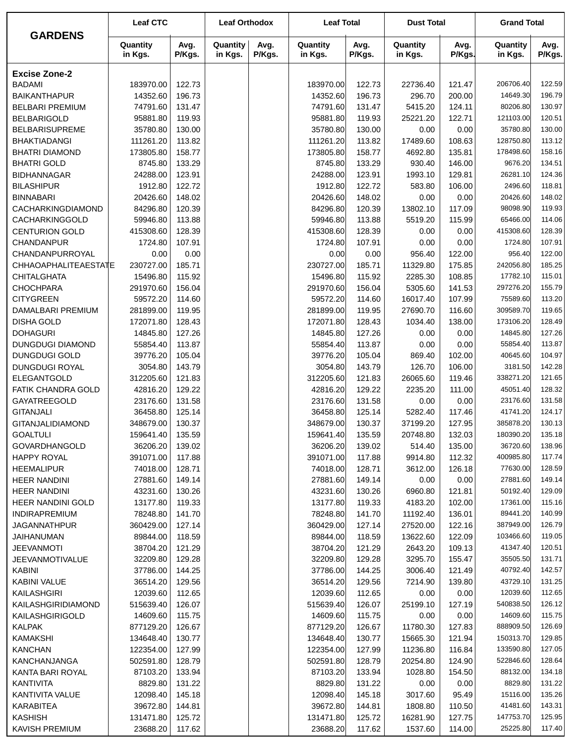| GARDENS | Leaf CTC | | Leaf Orthodox | | Leaf Total | | Dust Total | | Grand Total | |
|---|---|---|---|---|---|---|---|---|---|---|
| | Quantity in Kgs. | Avg. P/Kgs. | Quantity in Kgs. | Avg. P/Kgs. | Quantity in Kgs. | Avg. P/Kgs. | Quantity in Kgs. | Avg. P/Kgs. | Quantity in Kgs. | Avg. P/Kgs. |
| **Excise Zone-2** | | | | | | | | | | |
| BADAMI | 183970.00 | 122.73 | | | 183970.00 | 122.73 | 22736.40 | 121.47 | 206706.40 | 122.59 |
| BAIKANTHAPUR | 14352.60 | 196.73 | | | 14352.60 | 196.73 | 296.70 | 200.00 | 14649.30 | 196.79 |
| BELBARI PREMIUM | 74791.60 | 131.47 | | | 74791.60 | 131.47 | 5415.20 | 124.11 | 80206.80 | 130.97 |
| BELBARIGOLD | 95881.80 | 119.93 | | | 95881.80 | 119.93 | 25221.20 | 122.71 | 121103.00 | 120.51 |
| BELBARISUPREME | 35780.80 | 130.00 | | | 35780.80 | 130.00 | 0.00 | 0.00 | 35780.80 | 130.00 |
| BHAKTIADANGI | 111261.20 | 113.82 | | | 111261.20 | 113.82 | 17489.60 | 108.63 | 128750.80 | 113.12 |
| BHATRI DIAMOND | 173805.80 | 158.77 | | | 173805.80 | 158.77 | 4692.80 | 135.81 | 178498.60 | 158.16 |
| BHATRI GOLD | 8745.80 | 133.29 | | | 8745.80 | 133.29 | 930.40 | 146.00 | 9676.20 | 134.51 |
| BIDHANNAGAR | 24288.00 | 123.91 | | | 24288.00 | 123.91 | 1993.10 | 129.81 | 26281.10 | 124.36 |
| BILASHIPUR | 1912.80 | 122.72 | | | 1912.80 | 122.72 | 583.80 | 106.00 | 2496.60 | 118.81 |
| BINNABARI | 20426.60 | 148.02 | | | 20426.60 | 148.02 | 0.00 | 0.00 | 20426.60 | 148.02 |
| CACHARKINGDIAMOND | 84296.80 | 120.39 | | | 84296.80 | 120.39 | 13802.10 | 117.09 | 98098.90 | 119.93 |
| CACHARKINGGOLD | 59946.80 | 113.88 | | | 59946.80 | 113.88 | 5519.20 | 115.99 | 65466.00 | 114.06 |
| CENTURION GOLD | 415308.60 | 128.39 | | | 415308.60 | 128.39 | 0.00 | 0.00 | 415308.60 | 128.39 |
| CHANDANPUR | 1724.80 | 107.91 | | | 1724.80 | 107.91 | 0.00 | 0.00 | 1724.80 | 107.91 |
| CHANDANPURROYAL | 0.00 | 0.00 | | | 0.00 | 0.00 | 956.40 | 122.00 | 956.40 | 122.00 |
| CHHAOAPHALITEAESTATE | 230727.00 | 185.71 | | | 230727.00 | 185.71 | 11329.80 | 175.85 | 242056.80 | 185.25 |
| CHITALGHATA | 15496.80 | 115.92 | | | 15496.80 | 115.92 | 2285.30 | 108.85 | 17782.10 | 115.01 |
| CHOCHPARA | 291970.60 | 156.04 | | | 291970.60 | 156.04 | 5305.60 | 141.53 | 297276.20 | 155.79 |
| CITYGREEN | 59572.20 | 114.60 | | | 59572.20 | 114.60 | 16017.40 | 107.99 | 75589.60 | 113.20 |
| DAMALBARI PREMIUM | 281899.00 | 119.95 | | | 281899.00 | 119.95 | 27690.70 | 116.60 | 309589.70 | 119.65 |
| DISHA GOLD | 172071.80 | 128.43 | | | 172071.80 | 128.43 | 1034.40 | 138.00 | 173106.20 | 128.49 |
| DOHAGURI | 14845.80 | 127.26 | | | 14845.80 | 127.26 | 0.00 | 0.00 | 14845.80 | 127.26 |
| DUNGDUGI DIAMOND | 55854.40 | 113.87 | | | 55854.40 | 113.87 | 0.00 | 0.00 | 55854.40 | 113.87 |
| DUNGDUGI GOLD | 39776.20 | 105.04 | | | 39776.20 | 105.04 | 869.40 | 102.00 | 40645.60 | 104.97 |
| DUNGDUGI ROYAL | 3054.80 | 143.79 | | | 3054.80 | 143.79 | 126.70 | 106.00 | 3181.50 | 142.28 |
| ELEGANTGOLD | 312205.60 | 121.83 | | | 312205.60 | 121.83 | 26065.60 | 119.46 | 338271.20 | 121.65 |
| FATIK CHANDRA GOLD | 42816.20 | 129.22 | | | 42816.20 | 129.22 | 2235.20 | 111.00 | 45051.40 | 128.32 |
| GAYATREEGOLD | 23176.60 | 131.58 | | | 23176.60 | 131.58 | 0.00 | 0.00 | 23176.60 | 131.58 |
| GITANJALI | 36458.80 | 125.14 | | | 36458.80 | 125.14 | 5282.40 | 117.46 | 41741.20 | 124.17 |
| GITANJALIDIAMOND | 348679.00 | 130.37 | | | 348679.00 | 130.37 | 37199.20 | 127.95 | 385878.20 | 130.13 |
| GOALTULI | 159641.40 | 135.59 | | | 159641.40 | 135.59 | 20748.80 | 132.03 | 180390.20 | 135.18 |
| GOVARDHANGOLD | 36206.20 | 139.02 | | | 36206.20 | 139.02 | 514.40 | 135.00 | 36720.60 | 138.96 |
| HAPPY ROYAL | 391071.00 | 117.88 | | | 391071.00 | 117.88 | 9914.80 | 112.32 | 400985.80 | 117.74 |
| HEEMALIPUR | 74018.00 | 128.71 | | | 74018.00 | 128.71 | 3612.00 | 126.18 | 77630.00 | 128.59 |
| HEER NANDINI | 27881.60 | 149.14 | | | 27881.60 | 149.14 | 0.00 | 0.00 | 27881.60 | 149.14 |
| HEER NANDINI | 43231.60 | 130.26 | | | 43231.60 | 130.26 | 6960.80 | 121.81 | 50192.40 | 129.09 |
| HEER NANDINI GOLD | 13177.80 | 119.33 | | | 13177.80 | 119.33 | 4183.20 | 102.00 | 17361.00 | 115.16 |
| INDIRAPREMIUM | 78248.80 | 141.70 | | | 78248.80 | 141.70 | 11192.40 | 136.01 | 89441.20 | 140.99 |
| JAGANNATHPUR | 360429.00 | 127.14 | | | 360429.00 | 127.14 | 27520.00 | 122.16 | 387949.00 | 126.79 |
| JAIHANUMAN | 89844.00 | 118.59 | | | 89844.00 | 118.59 | 13622.60 | 122.09 | 103466.60 | 119.05 |
| JEEVANMOTI | 38704.20 | 121.29 | | | 38704.20 | 121.29 | 2643.20 | 109.13 | 41347.40 | 120.51 |
| JEEVANMOTIVALUE | 32209.80 | 129.28 | | | 32209.80 | 129.28 | 3295.70 | 155.47 | 35505.50 | 131.71 |
| KABINI | 37786.00 | 144.25 | | | 37786.00 | 144.25 | 3006.40 | 121.49 | 40792.40 | 142.57 |
| KABINI VALUE | 36514.20 | 129.56 | | | 36514.20 | 129.56 | 7214.90 | 139.80 | 43729.10 | 131.25 |
| KAILASHGIRI | 12039.60 | 112.65 | | | 12039.60 | 112.65 | 0.00 | 0.00 | 12039.60 | 112.65 |
| KAILASHGIRIDIAMOND | 515639.40 | 126.07 | | | 515639.40 | 126.07 | 25199.10 | 127.19 | 540838.50 | 126.12 |
| KAILASHGIRIGOLD | 14609.60 | 115.75 | | | 14609.60 | 115.75 | 0.00 | 0.00 | 14609.60 | 115.75 |
| KALPAK | 877129.20 | 126.67 | | | 877129.20 | 126.67 | 11780.30 | 127.83 | 888909.50 | 126.69 |
| KAMAKSHI | 134648.40 | 130.77 | | | 134648.40 | 130.77 | 15665.30 | 121.94 | 150313.70 | 129.85 |
| KANCHAN | 122354.00 | 127.99 | | | 122354.00 | 127.99 | 11236.80 | 116.84 | 133590.80 | 127.05 |
| KANCHANJANGA | 502591.80 | 128.79 | | | 502591.80 | 128.79 | 20254.80 | 124.90 | 522846.60 | 128.64 |
| KANTA BARI ROYAL | 87103.20 | 133.94 | | | 87103.20 | 133.94 | 1028.80 | 154.50 | 88132.00 | 134.18 |
| KANTIVITA | 8829.80 | 131.22 | | | 8829.80 | 131.22 | 0.00 | 0.00 | 8829.80 | 131.22 |
| KANTIVITA VALUE | 12098.40 | 145.18 | | | 12098.40 | 145.18 | 3017.60 | 95.49 | 15116.00 | 135.26 |
| KARABITEA | 39672.80 | 144.81 | | | 39672.80 | 144.81 | 1808.80 | 110.50 | 41481.60 | 143.31 |
| KASHISH | 131471.80 | 125.72 | | | 131471.80 | 125.72 | 16281.90 | 127.75 | 147753.70 | 125.95 |
| KAVISH PREMIUM | 23688.20 | 117.62 | | | 23688.20 | 117.62 | 1537.60 | 114.00 | 25225.80 | 117.40 |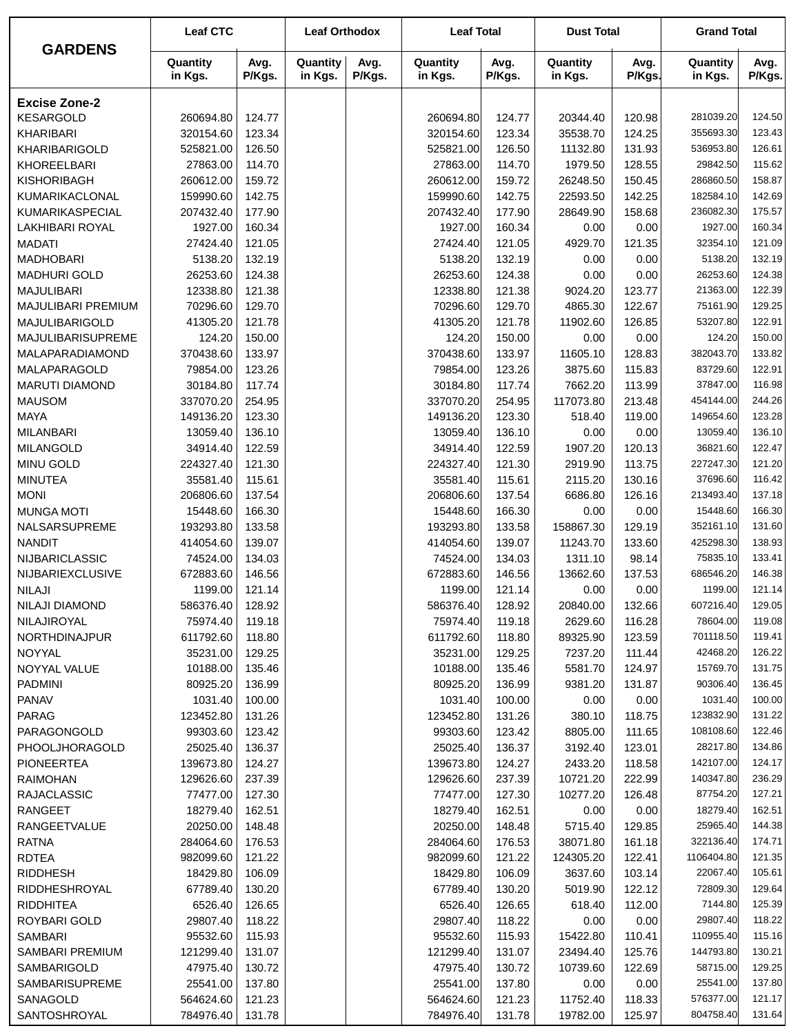| GARDENS | Leaf CTC | | Leaf Orthodox | | Leaf Total | | Dust Total | | Grand Total | |
|---|---|---|---|---|---|---|---|---|---|---|
| | Quantity in Kgs. | Avg. P/Kgs. | Quantity in Kgs. | Avg. P/Kgs. | Quantity in Kgs. | Avg. P/Kgs. | Quantity in Kgs. | Avg. P/Kgs. | Quantity in Kgs. | Avg. P/Kgs. |
| **Excise Zone-2** | | | | | | | | | | |
| KESARGOLD | 260694.80 | 124.77 | | | 260694.80 | 124.77 | 20344.40 | 120.98 | 281039.20 | 124.50 |
| KHARIBARI | 320154.60 | 123.34 | | | 320154.60 | 123.34 | 35538.70 | 124.25 | 355693.30 | 123.43 |
| KHARIBARIGOLD | 525821.00 | 126.50 | | | 525821.00 | 126.50 | 11132.80 | 131.93 | 536953.80 | 126.61 |
| KHOREELBARI | 27863.00 | 114.70 | | | 27863.00 | 114.70 | 1979.50 | 128.55 | 29842.50 | 115.62 |
| KISHORIBAGH | 260612.00 | 159.72 | | | 260612.00 | 159.72 | 26248.50 | 150.45 | 286860.50 | 158.87 |
| KUMARIKACLONAL | 159990.60 | 142.75 | | | 159990.60 | 142.75 | 22593.50 | 142.25 | 182584.10 | 142.69 |
| KUMARIKASPECIAL | 207432.40 | 177.90 | | | 207432.40 | 177.90 | 28649.90 | 158.68 | 236082.30 | 175.57 |
| LAKHIBARI ROYAL | 1927.00 | 160.34 | | | 1927.00 | 160.34 | 0.00 | 0.00 | 1927.00 | 160.34 |
| MADATI | 27424.40 | 121.05 | | | 27424.40 | 121.05 | 4929.70 | 121.35 | 32354.10 | 121.09 |
| MADHOBARI | 5138.20 | 132.19 | | | 5138.20 | 132.19 | 0.00 | 0.00 | 5138.20 | 132.19 |
| MADHURI GOLD | 26253.60 | 124.38 | | | 26253.60 | 124.38 | 0.00 | 0.00 | 26253.60 | 124.38 |
| MAJULIBARI | 12338.80 | 121.38 | | | 12338.80 | 121.38 | 9024.20 | 123.77 | 21363.00 | 122.39 |
| MAJULIBARI PREMIUM | 70296.60 | 129.70 | | | 70296.60 | 129.70 | 4865.30 | 122.67 | 75161.90 | 129.25 |
| MAJULIBARIGOLD | 41305.20 | 121.78 | | | 41305.20 | 121.78 | 11902.60 | 126.85 | 53207.80 | 122.91 |
| MAJULIBARISUPREME | 124.20 | 150.00 | | | 124.20 | 150.00 | 0.00 | 0.00 | 124.20 | 150.00 |
| MALAPARADIAMOND | 370438.60 | 133.97 | | | 370438.60 | 133.97 | 11605.10 | 128.83 | 382043.70 | 133.82 |
| MALAPARAGOLD | 79854.00 | 123.26 | | | 79854.00 | 123.26 | 3875.60 | 115.83 | 83729.60 | 122.91 |
| MARUTI DIAMOND | 30184.80 | 117.74 | | | 30184.80 | 117.74 | 7662.20 | 113.99 | 37847.00 | 116.98 |
| MAUSOM | 337070.20 | 254.95 | | | 337070.20 | 254.95 | 117073.80 | 213.48 | 454144.00 | 244.26 |
| MAYA | 149136.20 | 123.30 | | | 149136.20 | 123.30 | 518.40 | 119.00 | 149654.60 | 123.28 |
| MILANBARI | 13059.40 | 136.10 | | | 13059.40 | 136.10 | 0.00 | 0.00 | 13059.40 | 136.10 |
| MILANGOLD | 34914.40 | 122.59 | | | 34914.40 | 122.59 | 1907.20 | 120.13 | 36821.60 | 122.47 |
| MINU GOLD | 224327.40 | 121.30 | | | 224327.40 | 121.30 | 2919.90 | 113.75 | 227247.30 | 121.20 |
| MINUTEA | 35581.40 | 115.61 | | | 35581.40 | 115.61 | 2115.20 | 130.16 | 37696.60 | 116.42 |
| MONI | 206806.60 | 137.54 | | | 206806.60 | 137.54 | 6686.80 | 126.16 | 213493.40 | 137.18 |
| MUNGA MOTI | 15448.60 | 166.30 | | | 15448.60 | 166.30 | 0.00 | 0.00 | 15448.60 | 166.30 |
| NALSARSUPREME | 193293.80 | 133.58 | | | 193293.80 | 133.58 | 158867.30 | 129.19 | 352161.10 | 131.60 |
| NANDIT | 414054.60 | 139.07 | | | 414054.60 | 139.07 | 11243.70 | 133.60 | 425298.30 | 138.93 |
| NIJBARICLASSIC | 74524.00 | 134.03 | | | 74524.00 | 134.03 | 1311.10 | 98.14 | 75835.10 | 133.41 |
| NIJBARIEXCLUSIVE | 672883.60 | 146.56 | | | 672883.60 | 146.56 | 13662.60 | 137.53 | 686546.20 | 146.38 |
| NILAJI | 1199.00 | 121.14 | | | 1199.00 | 121.14 | 0.00 | 0.00 | 1199.00 | 121.14 |
| NILAJI DIAMOND | 586376.40 | 128.92 | | | 586376.40 | 128.92 | 20840.00 | 132.66 | 607216.40 | 129.05 |
| NILAJIROYAL | 75974.40 | 119.18 | | | 75974.40 | 119.18 | 2629.60 | 116.28 | 78604.00 | 119.08 |
| NORTHDINAJPUR | 611792.60 | 118.80 | | | 611792.60 | 118.80 | 89325.90 | 123.59 | 701118.50 | 119.41 |
| NOYYAL | 35231.00 | 129.25 | | | 35231.00 | 129.25 | 7237.20 | 111.44 | 42468.20 | 126.22 |
| NOYYAL VALUE | 10188.00 | 135.46 | | | 10188.00 | 135.46 | 5581.70 | 124.97 | 15769.70 | 131.75 |
| PADMINI | 80925.20 | 136.99 | | | 80925.20 | 136.99 | 9381.20 | 131.87 | 90306.40 | 136.45 |
| PANAV | 1031.40 | 100.00 | | | 1031.40 | 100.00 | 0.00 | 0.00 | 1031.40 | 100.00 |
| PARAG | 123452.80 | 131.26 | | | 123452.80 | 131.26 | 380.10 | 118.75 | 123832.90 | 131.22 |
| PARAGONGOLD | 99303.60 | 123.42 | | | 99303.60 | 123.42 | 8805.00 | 111.65 | 108108.60 | 122.46 |
| PHOOLJHORAGOLD | 25025.40 | 136.37 | | | 25025.40 | 136.37 | 3192.40 | 123.01 | 28217.80 | 134.86 |
| PIONEERTEA | 139673.80 | 124.27 | | | 139673.80 | 124.27 | 2433.20 | 118.58 | 142107.00 | 124.17 |
| RAIMOHAN | 129626.60 | 237.39 | | | 129626.60 | 237.39 | 10721.20 | 222.99 | 140347.80 | 236.29 |
| RAJACLASSIC | 77477.00 | 127.30 | | | 77477.00 | 127.30 | 10277.20 | 126.48 | 87754.20 | 127.21 |
| RANGEET | 18279.40 | 162.51 | | | 18279.40 | 162.51 | 0.00 | 0.00 | 18279.40 | 162.51 |
| RANGEETVALUE | 20250.00 | 148.48 | | | 20250.00 | 148.48 | 5715.40 | 129.85 | 25965.40 | 144.38 |
| RATNA | 284064.60 | 176.53 | | | 284064.60 | 176.53 | 38071.80 | 161.18 | 322136.40 | 174.71 |
| RDTEA | 982099.60 | 121.22 | | | 982099.60 | 121.22 | 124305.20 | 122.41 | 1106404.80 | 121.35 |
| RIDDHESH | 18429.80 | 106.09 | | | 18429.80 | 106.09 | 3637.60 | 103.14 | 22067.40 | 105.61 |
| RIDDHESHROYAL | 67789.40 | 130.20 | | | 67789.40 | 130.20 | 5019.90 | 122.12 | 72809.30 | 129.64 |
| RIDDHITEA | 6526.40 | 126.65 | | | 6526.40 | 126.65 | 618.40 | 112.00 | 7144.80 | 125.39 |
| ROYBARI GOLD | 29807.40 | 118.22 | | | 29807.40 | 118.22 | 0.00 | 0.00 | 29807.40 | 118.22 |
| SAMBARI | 95532.60 | 115.93 | | | 95532.60 | 115.93 | 15422.80 | 110.41 | 110955.40 | 115.16 |
| SAMBARI PREMIUM | 121299.40 | 131.07 | | | 121299.40 | 131.07 | 23494.40 | 125.76 | 144793.80 | 130.21 |
| SAMBARIGOLD | 47975.40 | 130.72 | | | 47975.40 | 130.72 | 10739.60 | 122.69 | 58715.00 | 129.25 |
| SAMBARISUPREME | 25541.00 | 137.80 | | | 25541.00 | 137.80 | 0.00 | 0.00 | 25541.00 | 137.80 |
| SANAGOLD | 564624.60 | 121.23 | | | 564624.60 | 121.23 | 11752.40 | 118.33 | 576377.00 | 121.17 |
| SANTOSHROYAL | 784976.40 | 131.78 | | | 784976.40 | 131.78 | 19782.00 | 125.97 | 804758.40 | 131.64 |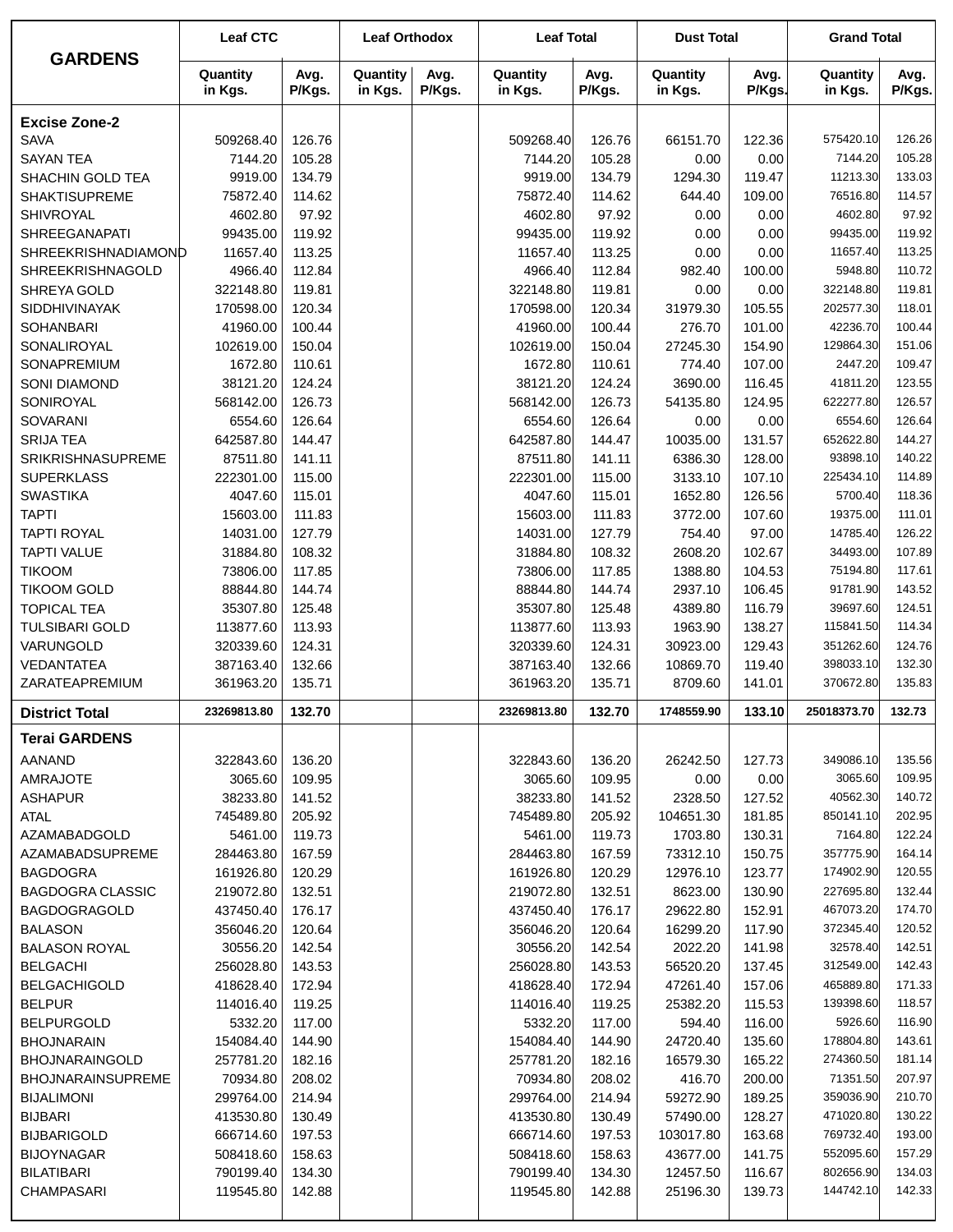| GARDENS | Leaf CTC | | Leaf Orthodox | | Leaf Total | | Dust Total | | Grand Total | |
|---|---|---|---|---|---|---|---|---|---|---|
| | Quantity in Kgs. | Avg. P/Kgs. | Quantity in Kgs. | Avg. P/Kgs. | Quantity in Kgs. | Avg. P/Kgs. | Quantity in Kgs. | Avg. P/Kgs. | Quantity in Kgs. | Avg. P/Kgs. |
| **Excise Zone-2** | | | | | | | | | | |
| SAVA | 509268.40 | 126.76 | | | 509268.40 | 126.76 | 66151.70 | 122.36 | 575420.10 | 126.26 |
| SAYAN TEA | 7144.20 | 105.28 | | | 7144.20 | 105.28 | 0.00 | 0.00 | 7144.20 | 105.28 |
| SHACHIN GOLD TEA | 9919.00 | 134.79 | | | 9919.00 | 134.79 | 1294.30 | 119.47 | 11213.30 | 133.03 |
| SHAKTISUPREME | 75872.40 | 114.62 | | | 75872.40 | 114.62 | 644.40 | 109.00 | 76516.80 | 114.57 |
| SHIVROYAL | 4602.80 | 97.92 | | | 4602.80 | 97.92 | 0.00 | 0.00 | 4602.80 | 97.92 |
| SHREEGANAPATI | 99435.00 | 119.92 | | | 99435.00 | 119.92 | 0.00 | 0.00 | 99435.00 | 119.92 |
| SHREEKRISHNADIAMOND | 11657.40 | 113.25 | | | 11657.40 | 113.25 | 0.00 | 0.00 | 11657.40 | 113.25 |
| SHREEKRISHNAGOLD | 4966.40 | 112.84 | | | 4966.40 | 112.84 | 982.40 | 100.00 | 5948.80 | 110.72 |
| SHREYA GOLD | 322148.80 | 119.81 | | | 322148.80 | 119.81 | 0.00 | 0.00 | 322148.80 | 119.81 |
| SIDDHIVINAYAK | 170598.00 | 120.34 | | | 170598.00 | 120.34 | 31979.30 | 105.55 | 202577.30 | 118.01 |
| SOHANBARI | 41960.00 | 100.44 | | | 41960.00 | 100.44 | 276.70 | 101.00 | 42236.70 | 100.44 |
| SONALIROYAL | 102619.00 | 150.04 | | | 102619.00 | 150.04 | 27245.30 | 154.90 | 129864.30 | 151.06 |
| SONAPREMIUM | 1672.80 | 110.61 | | | 1672.80 | 110.61 | 774.40 | 107.00 | 2447.20 | 109.47 |
| SONI DIAMOND | 38121.20 | 124.24 | | | 38121.20 | 124.24 | 3690.00 | 116.45 | 41811.20 | 123.55 |
| SONIROYAL | 568142.00 | 126.73 | | | 568142.00 | 126.73 | 54135.80 | 124.95 | 622277.80 | 126.57 |
| SOVARANI | 6554.60 | 126.64 | | | 6554.60 | 126.64 | 0.00 | 0.00 | 6554.60 | 126.64 |
| SRIJA TEA | 642587.80 | 144.47 | | | 642587.80 | 144.47 | 10035.00 | 131.57 | 652622.80 | 144.27 |
| SRIKRISHNASUPREME | 87511.80 | 141.11 | | | 87511.80 | 141.11 | 6386.30 | 128.00 | 93898.10 | 140.22 |
| SUPERKLASS | 222301.00 | 115.00 | | | 222301.00 | 115.00 | 3133.10 | 107.10 | 225434.10 | 114.89 |
| SWASTIKA | 4047.60 | 115.01 | | | 4047.60 | 115.01 | 1652.80 | 126.56 | 5700.40 | 118.36 |
| TAPTI | 15603.00 | 111.83 | | | 15603.00 | 111.83 | 3772.00 | 107.60 | 19375.00 | 111.01 |
| TAPTI ROYAL | 14031.00 | 127.79 | | | 14031.00 | 127.79 | 754.40 | 97.00 | 14785.40 | 126.22 |
| TAPTI VALUE | 31884.80 | 108.32 | | | 31884.80 | 108.32 | 2608.20 | 102.67 | 34493.00 | 107.89 |
| TIKOOM | 73806.00 | 117.85 | | | 73806.00 | 117.85 | 1388.80 | 104.53 | 75194.80 | 117.61 |
| TIKOOM GOLD | 88844.80 | 144.74 | | | 88844.80 | 144.74 | 2937.10 | 106.45 | 91781.90 | 143.52 |
| TOPICAL TEA | 35307.80 | 125.48 | | | 35307.80 | 125.48 | 4389.80 | 116.79 | 39697.60 | 124.51 |
| TULSIBARI GOLD | 113877.60 | 113.93 | | | 113877.60 | 113.93 | 1963.90 | 138.27 | 115841.50 | 114.34 |
| VARUNGOLD | 320339.60 | 124.31 | | | 320339.60 | 124.31 | 30923.00 | 129.43 | 351262.60 | 124.76 |
| VEDANTATEA | 387163.40 | 132.66 | | | 387163.40 | 132.66 | 10869.70 | 119.40 | 398033.10 | 132.30 |
| ZARATEAPREMIUM | 361963.20 | 135.71 | | | 361963.20 | 135.71 | 8709.60 | 141.01 | 370672.80 | 135.83 |
| **District Total** | **23269813.80** | **132.70** | | | **23269813.80** | **132.70** | **1748559.90** | **133.10** | **25018373.70** | **132.73** |
| **Terai GARDENS** | | | | | | | | | | |
| AANAND | 322843.60 | 136.20 | | | 322843.60 | 136.20 | 26242.50 | 127.73 | 349086.10 | 135.56 |
| AMRAJOTE | 3065.60 | 109.95 | | | 3065.60 | 109.95 | 0.00 | 0.00 | 3065.60 | 109.95 |
| ASHAPUR | 38233.80 | 141.52 | | | 38233.80 | 141.52 | 2328.50 | 127.52 | 40562.30 | 140.72 |
| ATAL | 745489.80 | 205.92 | | | 745489.80 | 205.92 | 104651.30 | 181.85 | 850141.10 | 202.95 |
| AZAMABADGOLD | 5461.00 | 119.73 | | | 5461.00 | 119.73 | 1703.80 | 130.31 | 7164.80 | 122.24 |
| AZAMABADSUPREME | 284463.80 | 167.59 | | | 284463.80 | 167.59 | 73312.10 | 150.75 | 357775.90 | 164.14 |
| BAGDOGRA | 161926.80 | 120.29 | | | 161926.80 | 120.29 | 12976.10 | 123.77 | 174902.90 | 120.55 |
| BAGDOGRA CLASSIC | 219072.80 | 132.51 | | | 219072.80 | 132.51 | 8623.00 | 130.90 | 227695.80 | 132.44 |
| BAGDOGRAGOLD | 437450.40 | 176.17 | | | 437450.40 | 176.17 | 29622.80 | 152.91 | 467073.20 | 174.70 |
| BALASON | 356046.20 | 120.64 | | | 356046.20 | 120.64 | 16299.20 | 117.90 | 372345.40 | 120.52 |
| BALASON ROYAL | 30556.20 | 142.54 | | | 30556.20 | 142.54 | 2022.20 | 141.98 | 32578.40 | 142.51 |
| BELGACHI | 256028.80 | 143.53 | | | 256028.80 | 143.53 | 56520.20 | 137.45 | 312549.00 | 142.43 |
| BELGACHIGOLD | 418628.40 | 172.94 | | | 418628.40 | 172.94 | 47261.40 | 157.06 | 465889.80 | 171.33 |
| BELPUR | 114016.40 | 119.25 | | | 114016.40 | 119.25 | 25382.20 | 115.53 | 139398.60 | 118.57 |
| BELPURGOLD | 5332.20 | 117.00 | | | 5332.20 | 117.00 | 594.40 | 116.00 | 5926.60 | 116.90 |
| BHOJNARAIN | 154084.40 | 144.90 | | | 154084.40 | 144.90 | 24720.40 | 135.60 | 178804.80 | 143.61 |
| BHOJNARAINGOLD | 257781.20 | 182.16 | | | 257781.20 | 182.16 | 16579.30 | 165.22 | 274360.50 | 181.14 |
| BHOJNARAINSUPREME | 70934.80 | 208.02 | | | 70934.80 | 208.02 | 416.70 | 200.00 | 71351.50 | 207.97 |
| BIJALIMONI | 299764.00 | 214.94 | | | 299764.00 | 214.94 | 59272.90 | 189.25 | 359036.90 | 210.70 |
| BIJBARI | 413530.80 | 130.49 | | | 413530.80 | 130.49 | 57490.00 | 128.27 | 471020.80 | 130.22 |
| BIJBARIGOLD | 666714.60 | 197.53 | | | 666714.60 | 197.53 | 103017.80 | 163.68 | 769732.40 | 193.00 |
| BIJOYNAGAR | 508418.60 | 158.63 | | | 508418.60 | 158.63 | 43677.00 | 141.75 | 552095.60 | 157.29 |
| BILATIBARI | 790199.40 | 134.30 | | | 790199.40 | 134.30 | 12457.50 | 116.67 | 802656.90 | 134.03 |
| CHAMPASARI | 119545.80 | 142.88 | | | 119545.80 | 142.88 | 25196.30 | 139.73 | 144742.10 | 142.33 |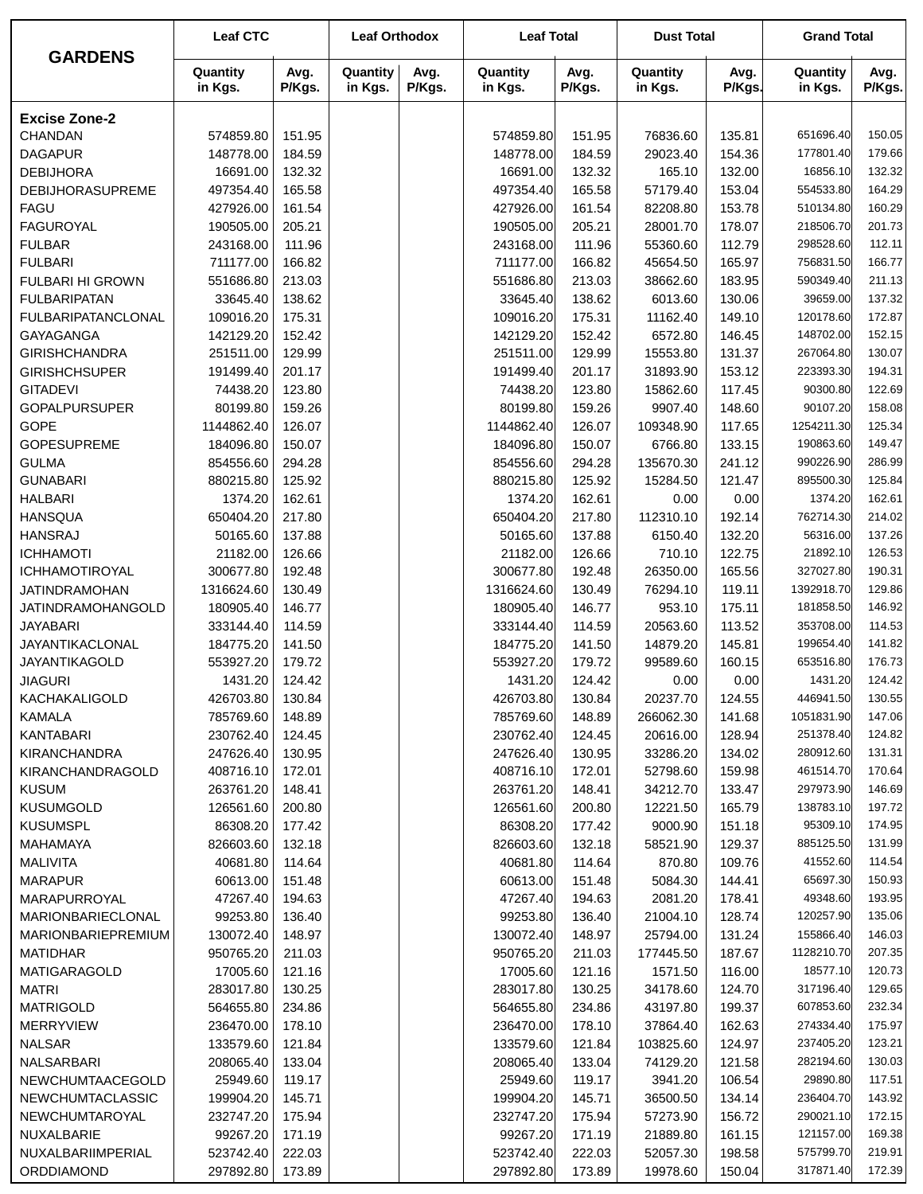| GARDENS | Leaf CTC | | Leaf Orthodox | | Leaf Total | | Dust Total | | Grand Total | |
|---|---|---|---|---|---|---|---|---|---|---|
| | Quantity in Kgs. | Avg. P/Kgs. | Quantity in Kgs. | Avg. P/Kgs. | Quantity in Kgs. | Avg. P/Kgs. | Quantity in Kgs. | Avg. P/Kgs. | Quantity in Kgs. | Avg. P/Kgs. |
| **Excise Zone-2** | | | | | | | | | | |
| CHANDAN | 574859.80 | 151.95 | | | 574859.80 | 151.95 | 76836.60 | 135.81 | 651696.40 | 150.05 |
| DAGAPUR | 148778.00 | 184.59 | | | 148778.00 | 184.59 | 29023.40 | 154.36 | 177801.40 | 179.66 |
| DEBIJHORA | 16691.00 | 132.32 | | | 16691.00 | 132.32 | 165.10 | 132.00 | 16856.10 | 132.32 |
| DEBIJHORASUPREME | 497354.40 | 165.58 | | | 497354.40 | 165.58 | 57179.40 | 153.04 | 554533.80 | 164.29 |
| FAGU | 427926.00 | 161.54 | | | 427926.00 | 161.54 | 82208.80 | 153.78 | 510134.80 | 160.29 |
| FAGUROYAL | 190505.00 | 205.21 | | | 190505.00 | 205.21 | 28001.70 | 178.07 | 218506.70 | 201.73 |
| FULBAR | 243168.00 | 111.96 | | | 243168.00 | 111.96 | 55360.60 | 112.79 | 298528.60 | 112.11 |
| FULBARI | 711177.00 | 166.82 | | | 711177.00 | 166.82 | 45654.50 | 165.97 | 756831.50 | 166.77 |
| FULBARI HI GROWN | 551686.80 | 213.03 | | | 551686.80 | 213.03 | 38662.60 | 183.95 | 590349.40 | 211.13 |
| FULBARIPATAN | 33645.40 | 138.62 | | | 33645.40 | 138.62 | 6013.60 | 130.06 | 39659.00 | 137.32 |
| FULBARIPATANCLONAL | 109016.20 | 175.31 | | | 109016.20 | 175.31 | 11162.40 | 149.10 | 120178.60 | 172.87 |
| GAYAGANGA | 142129.20 | 152.42 | | | 142129.20 | 152.42 | 6572.80 | 146.45 | 148702.00 | 152.15 |
| GIRISHCHANDRA | 251511.00 | 129.99 | | | 251511.00 | 129.99 | 15553.80 | 131.37 | 267064.80 | 130.07 |
| GIRISHCHSUPER | 191499.40 | 201.17 | | | 191499.40 | 201.17 | 31893.90 | 153.12 | 223393.30 | 194.31 |
| GITADEVI | 74438.20 | 123.80 | | | 74438.20 | 123.80 | 15862.60 | 117.45 | 90300.80 | 122.69 |
| GOPALPURSUPER | 80199.80 | 159.26 | | | 80199.80 | 159.26 | 9907.40 | 148.60 | 90107.20 | 158.08 |
| GOPE | 1144862.40 | 126.07 | | | 1144862.40 | 126.07 | 109348.90 | 117.65 | 1254211.30 | 125.34 |
| GOPESUPREME | 184096.80 | 150.07 | | | 184096.80 | 150.07 | 6766.80 | 133.15 | 190863.60 | 149.47 |
| GULMA | 854556.60 | 294.28 | | | 854556.60 | 294.28 | 135670.30 | 241.12 | 990226.90 | 286.99 |
| GUNABARI | 880215.80 | 125.92 | | | 880215.80 | 125.92 | 15284.50 | 121.47 | 895500.30 | 125.84 |
| HALBARI | 1374.20 | 162.61 | | | 1374.20 | 162.61 | 0.00 | 0.00 | 1374.20 | 162.61 |
| HANSQUA | 650404.20 | 217.80 | | | 650404.20 | 217.80 | 112310.10 | 192.14 | 762714.30 | 214.02 |
| HANSRAJ | 50165.60 | 137.88 | | | 50165.60 | 137.88 | 6150.40 | 132.20 | 56316.00 | 137.26 |
| ICHHAMOTI | 21182.00 | 126.66 | | | 21182.00 | 126.66 | 710.10 | 122.75 | 21892.10 | 126.53 |
| ICHHAMOTIROYAL | 300677.80 | 192.48 | | | 300677.80 | 192.48 | 26350.00 | 165.56 | 327027.80 | 190.31 |
| JATINDRAMOHAN | 1316624.60 | 130.49 | | | 1316624.60 | 130.49 | 76294.10 | 119.11 | 1392918.70 | 129.86 |
| JATINDRAMOHANGOLD | 180905.40 | 146.77 | | | 180905.40 | 146.77 | 953.10 | 175.11 | 181858.50 | 146.92 |
| JAYABARI | 333144.40 | 114.59 | | | 333144.40 | 114.59 | 20563.60 | 113.52 | 353708.00 | 114.53 |
| JAYANTIKACLONAL | 184775.20 | 141.50 | | | 184775.20 | 141.50 | 14879.20 | 145.81 | 199654.40 | 141.82 |
| JAYANTIKAGOLD | 553927.20 | 179.72 | | | 553927.20 | 179.72 | 99589.60 | 160.15 | 653516.80 | 176.73 |
| JIAGURI | 1431.20 | 124.42 | | | 1431.20 | 124.42 | 0.00 | 0.00 | 1431.20 | 124.42 |
| KACHAKALIGOLD | 426703.80 | 130.84 | | | 426703.80 | 130.84 | 20237.70 | 124.55 | 446941.50 | 130.55 |
| KAMALA | 785769.60 | 148.89 | | | 785769.60 | 148.89 | 266062.30 | 141.68 | 1051831.90 | 147.06 |
| KANTABARI | 230762.40 | 124.45 | | | 230762.40 | 124.45 | 20616.00 | 128.94 | 251378.40 | 124.82 |
| KIRANCHANDRA | 247626.40 | 130.95 | | | 247626.40 | 130.95 | 33286.20 | 134.02 | 280912.60 | 131.31 |
| KIRANCHANDRAGOLD | 408716.10 | 172.01 | | | 408716.10 | 172.01 | 52798.60 | 159.98 | 461514.70 | 170.64 |
| KUSUM | 263761.20 | 148.41 | | | 263761.20 | 148.41 | 34212.70 | 133.47 | 297973.90 | 146.69 |
| KUSUMGOLD | 126561.60 | 200.80 | | | 126561.60 | 200.80 | 12221.50 | 165.79 | 138783.10 | 197.72 |
| KUSUMSPL | 86308.20 | 177.42 | | | 86308.20 | 177.42 | 9000.90 | 151.18 | 95309.10 | 174.95 |
| MAHAMAYA | 826603.60 | 132.18 | | | 826603.60 | 132.18 | 58521.90 | 129.37 | 885125.50 | 131.99 |
| MALIVITA | 40681.80 | 114.64 | | | 40681.80 | 114.64 | 870.80 | 109.76 | 41552.60 | 114.54 |
| MARAPUR | 60613.00 | 151.48 | | | 60613.00 | 151.48 | 5084.30 | 144.41 | 65697.30 | 150.93 |
| MARAPURROYAL | 47267.40 | 194.63 | | | 47267.40 | 194.63 | 2081.20 | 178.41 | 49348.60 | 193.95 |
| MARIONBARIECLONAL | 99253.80 | 136.40 | | | 99253.80 | 136.40 | 21004.10 | 128.74 | 120257.90 | 135.06 |
| MARIONBARIEPREMIUM | 130072.40 | 148.97 | | | 130072.40 | 148.97 | 25794.00 | 131.24 | 155866.40 | 146.03 |
| MATIDHAR | 950765.20 | 211.03 | | | 950765.20 | 211.03 | 177445.50 | 187.67 | 1128210.70 | 207.35 |
| MATIGARAGOLD | 17005.60 | 121.16 | | | 17005.60 | 121.16 | 1571.50 | 116.00 | 18577.10 | 120.73 |
| MATRI | 283017.80 | 130.25 | | | 283017.80 | 130.25 | 34178.60 | 124.70 | 317196.40 | 129.65 |
| MATRIGOLD | 564655.80 | 234.86 | | | 564655.80 | 234.86 | 43197.80 | 199.37 | 607853.60 | 232.34 |
| MERRYVIEW | 236470.00 | 178.10 | | | 236470.00 | 178.10 | 37864.40 | 162.63 | 274334.40 | 175.97 |
| NALSAR | 133579.60 | 121.84 | | | 133579.60 | 121.84 | 103825.60 | 124.97 | 237405.20 | 123.21 |
| NALSARBARI | 208065.40 | 133.04 | | | 208065.40 | 133.04 | 74129.20 | 121.58 | 282194.60 | 130.03 |
| NEWCHUMTAACEGOLD | 25949.60 | 119.17 | | | 25949.60 | 119.17 | 3941.20 | 106.54 | 29890.80 | 117.51 |
| NEWCHUMTACLASSIC | 199904.20 | 145.71 | | | 199904.20 | 145.71 | 36500.50 | 134.14 | 236404.70 | 143.92 |
| NEWCHUMTAROYAL | 232747.20 | 175.94 | | | 232747.20 | 175.94 | 57273.90 | 156.72 | 290021.10 | 172.15 |
| NUXALBARIE | 99267.20 | 171.19 | | | 99267.20 | 171.19 | 21889.80 | 161.15 | 121157.00 | 169.38 |
| NUXALBARIIMPERIAL | 523742.40 | 222.03 | | | 523742.40 | 222.03 | 52057.30 | 198.58 | 575799.70 | 219.91 |
| ORDDIAMOND | 297892.80 | 173.89 | | | 297892.80 | 173.89 | 19978.60 | 150.04 | 317871.40 | 172.39 |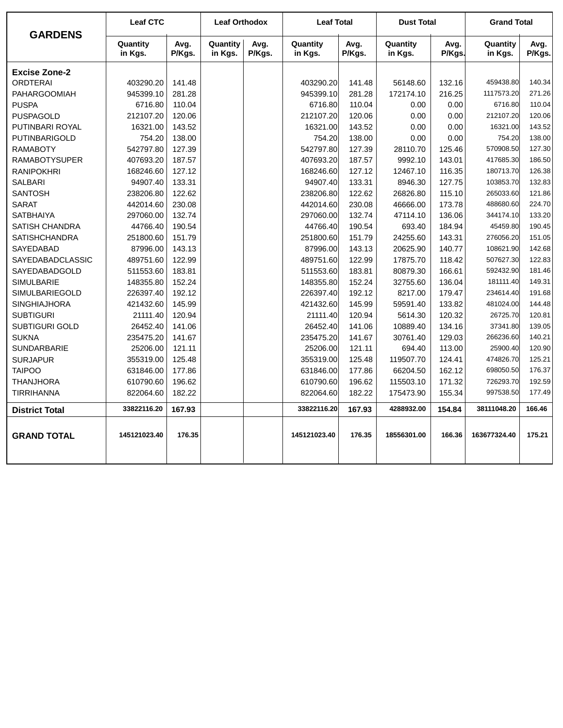| GARDENS | Leaf CTC | | Leaf Orthodox | | Leaf Total | | Dust Total | | Grand Total | |
|---|---|---|---|---|---|---|---|---|---|---|
| | Quantity in Kgs. | Avg. P/Kgs. | Quantity in Kgs. | Avg. P/Kgs. | Quantity in Kgs. | Avg. P/Kgs. | Quantity in Kgs. | Avg. P/Kgs. | Quantity in Kgs. | Avg. P/Kgs. |
| **Excise Zone-2** | | | | | | | | | | |
| ORDTERAI | 403290.20 | 141.48 | | | 403290.20 | 141.48 | 56148.60 | 132.16 | 459438.80 | 140.34 |
| PAHARGOOMIAH | 945399.10 | 281.28 | | | 945399.10 | 281.28 | 172174.10 | 216.25 | 1117573.20 | 271.26 |
| PUSPA | 6716.80 | 110.04 | | | 6716.80 | 110.04 | 0.00 | 0.00 | 6716.80 | 110.04 |
| PUSPAGOLD | 212107.20 | 120.06 | | | 212107.20 | 120.06 | 0.00 | 0.00 | 212107.20 | 120.06 |
| PUTINBARI ROYAL | 16321.00 | 143.52 | | | 16321.00 | 143.52 | 0.00 | 0.00 | 16321.00 | 143.52 |
| PUTINBARIGOLD | 754.20 | 138.00 | | | 754.20 | 138.00 | 0.00 | 0.00 | 754.20 | 138.00 |
| RAMABOTY | 542797.80 | 127.39 | | | 542797.80 | 127.39 | 28110.70 | 125.46 | 570908.50 | 127.30 |
| RAMABOTYSUPER | 407693.20 | 187.57 | | | 407693.20 | 187.57 | 9992.10 | 143.01 | 417685.30 | 186.50 |
| RANIPOKHRI | 168246.60 | 127.12 | | | 168246.60 | 127.12 | 12467.10 | 116.35 | 180713.70 | 126.38 |
| SALBARI | 94907.40 | 133.31 | | | 94907.40 | 133.31 | 8946.30 | 127.75 | 103853.70 | 132.83 |
| SANTOSH | 238206.80 | 122.62 | | | 238206.80 | 122.62 | 26826.80 | 115.10 | 265033.60 | 121.86 |
| SARAT | 442014.60 | 230.08 | | | 442014.60 | 230.08 | 46666.00 | 173.78 | 488680.60 | 224.70 |
| SATBHAIYA | 297060.00 | 132.74 | | | 297060.00 | 132.74 | 47114.10 | 136.06 | 344174.10 | 133.20 |
| SATISH CHANDRA | 44766.40 | 190.54 | | | 44766.40 | 190.54 | 693.40 | 184.94 | 45459.80 | 190.45 |
| SATISHCHANDRA | 251800.60 | 151.79 | | | 251800.60 | 151.79 | 24255.60 | 143.31 | 276056.20 | 151.05 |
| SAYEDABAD | 87996.00 | 143.13 | | | 87996.00 | 143.13 | 20625.90 | 140.77 | 108621.90 | 142.68 |
| SAYEDABADCLASSIC | 489751.60 | 122.99 | | | 489751.60 | 122.99 | 17875.70 | 118.42 | 507627.30 | 122.83 |
| SAYEDABADGOLD | 511553.60 | 183.81 | | | 511553.60 | 183.81 | 80879.30 | 166.61 | 592432.90 | 181.46 |
| SIMULBARIE | 148355.80 | 152.24 | | | 148355.80 | 152.24 | 32755.60 | 136.04 | 181111.40 | 149.31 |
| SIMULBARIEGOLD | 226397.40 | 192.12 | | | 226397.40 | 192.12 | 8217.00 | 179.47 | 234614.40 | 191.68 |
| SINGHIAJHORA | 421432.60 | 145.99 | | | 421432.60 | 145.99 | 59591.40 | 133.82 | 481024.00 | 144.48 |
| SUBTIGURI | 21111.40 | 120.94 | | | 21111.40 | 120.94 | 5614.30 | 120.32 | 26725.70 | 120.81 |
| SUBTIGURI GOLD | 26452.40 | 141.06 | | | 26452.40 | 141.06 | 10889.40 | 134.16 | 37341.80 | 139.05 |
| SUKNA | 235475.20 | 141.67 | | | 235475.20 | 141.67 | 30761.40 | 129.03 | 266236.60 | 140.21 |
| SUNDARBARIE | 25206.00 | 121.11 | | | 25206.00 | 121.11 | 694.40 | 113.00 | 25900.40 | 120.90 |
| SURJAPUR | 355319.00 | 125.48 | | | 355319.00 | 125.48 | 119507.70 | 124.41 | 474826.70 | 125.21 |
| TAIPOO | 631846.00 | 177.86 | | | 631846.00 | 177.86 | 66204.50 | 162.12 | 698050.50 | 176.37 |
| THANJHORA | 610790.60 | 196.62 | | | 610790.60 | 196.62 | 115503.10 | 171.32 | 726293.70 | 192.59 |
| TIRRIHANNA | 822064.60 | 182.22 | | | 822064.60 | 182.22 | 175473.90 | 155.34 | 997538.50 | 177.49 |
| **District Total** | **33822116.20** | **167.93** | | | **33822116.20** | **167.93** | **4288932.00** | **154.84** | **38111048.20** | **166.46** |
| **GRAND TOTAL** | **145121023.40** | **176.35** | | | **145121023.40** | **176.35** | **18556301.00** | **166.36** | **163677324.40** | **175.21** |